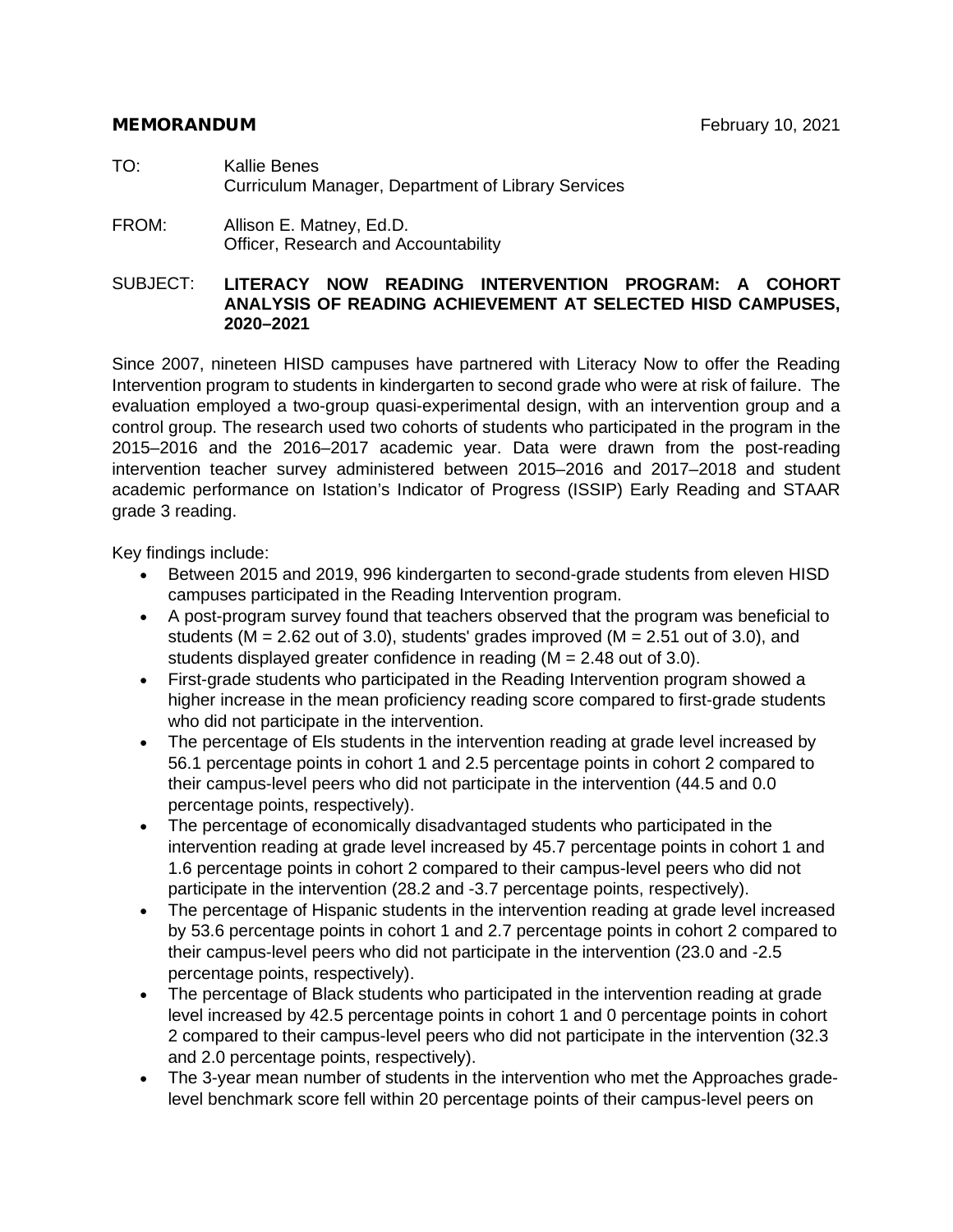**MEMORANDUM** February 10, 2021

TO: Kallie Benes
Curriculum Manager, Department of Library Services

FROM: Allison E. Matney, Ed.D.
Officer, Research and Accountability

SUBJECT: **LITERACY NOW READING INTERVENTION PROGRAM: A COHORT ANALYSIS OF READING ACHIEVEMENT AT SELECTED HISD CAMPUSES, 2020–2021**

Since 2007, nineteen HISD campuses have partnered with Literacy Now to offer the Reading Intervention program to students in kindergarten to second grade who were at risk of failure. The evaluation employed a two-group quasi-experimental design, with an intervention group and a control group. The research used two cohorts of students who participated in the program in the 2015–2016 and the 2016–2017 academic year. Data were drawn from the post-reading intervention teacher survey administered between 2015–2016 and 2017–2018 and student academic performance on Istation's Indicator of Progress (ISSIP) Early Reading and STAAR grade 3 reading.

Key findings include:

- Between 2015 and 2019, 996 kindergarten to second-grade students from eleven HISD campuses participated in the Reading Intervention program.
- A post-program survey found that teachers observed that the program was beneficial to students (M = 2.62 out of 3.0), students' grades improved (M = 2.51 out of 3.0), and students displayed greater confidence in reading (M = 2.48 out of 3.0).
- First-grade students who participated in the Reading Intervention program showed a higher increase in the mean proficiency reading score compared to first-grade students who did not participate in the intervention.
- The percentage of Els students in the intervention reading at grade level increased by 56.1 percentage points in cohort 1 and 2.5 percentage points in cohort 2 compared to their campus-level peers who did not participate in the intervention (44.5 and 0.0 percentage points, respectively).
- The percentage of economically disadvantaged students who participated in the intervention reading at grade level increased by 45.7 percentage points in cohort 1 and 1.6 percentage points in cohort 2 compared to their campus-level peers who did not participate in the intervention (28.2 and -3.7 percentage points, respectively).
- The percentage of Hispanic students in the intervention reading at grade level increased by 53.6 percentage points in cohort 1 and 2.7 percentage points in cohort 2 compared to their campus-level peers who did not participate in the intervention (23.0 and -2.5 percentage points, respectively).
- The percentage of Black students who participated in the intervention reading at grade level increased by 42.5 percentage points in cohort 1 and 0 percentage points in cohort 2 compared to their campus-level peers who did not participate in the intervention (32.3 and 2.0 percentage points, respectively).
- The 3-year mean number of students in the intervention who met the Approaches grade-level benchmark score fell within 20 percentage points of their campus-level peers on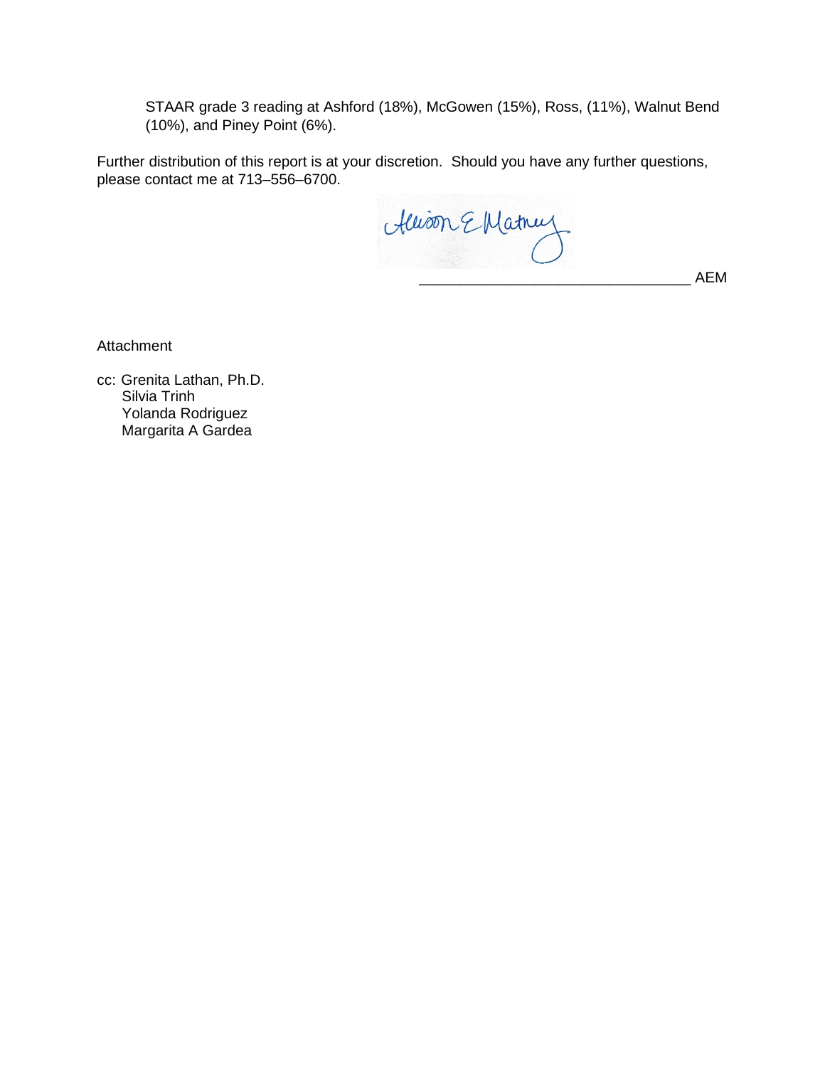STAAR grade 3 reading at Ashford (18%), McGowen (15%), Ross, (11%), Walnut Bend (10%), and Piney Point (6%).

Further distribution of this report is at your discretion. Should you have any further questions, please contact me at 713–556–6700.

_________________________________ AEM

Attachment

cc: Grenita Lathan, Ph.D.
Silvia Trinh
Yolanda Rodriguez
Margarita A Gardea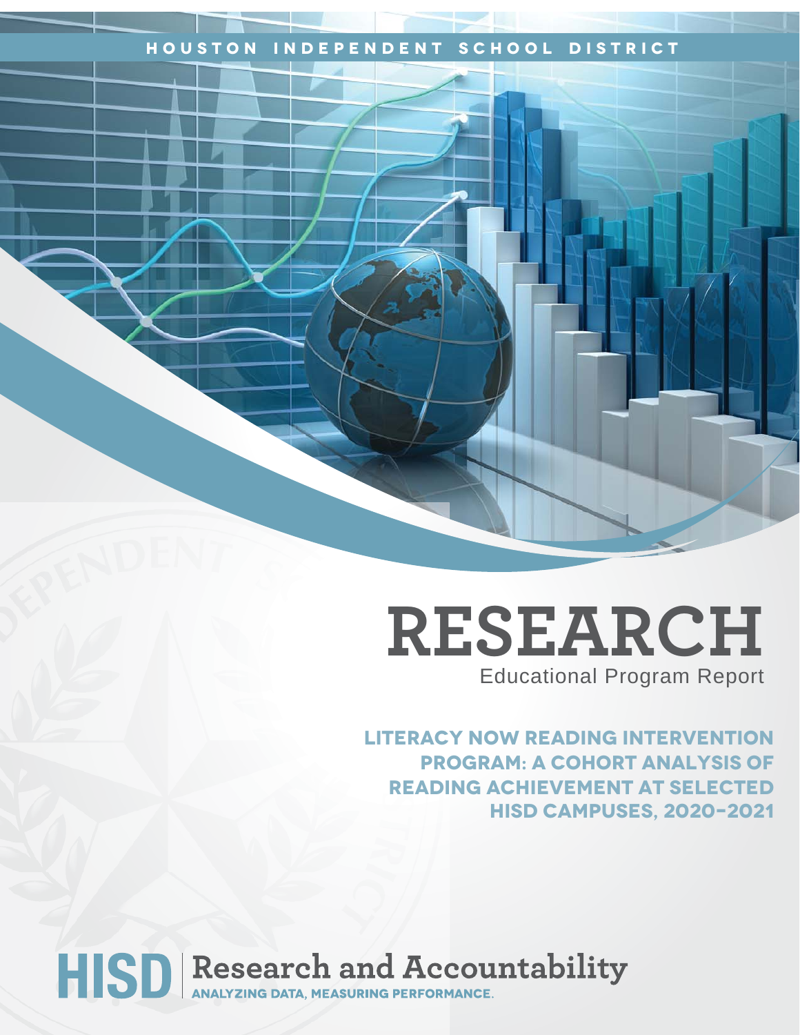HOUSTON INDEPENDENT SCHOOL DISTRICT

# RESEARCH

Educational Program Report

## LITERACY NOW READING INTERVENTION PROGRAM: A COHORT ANALYSIS OF READING ACHIEVEMENT AT SELECTED HISD CAMPUSES, 2020–2021

HISD | Research and Accountability

ANALYZING DATA, MEASURING PERFORMANCE.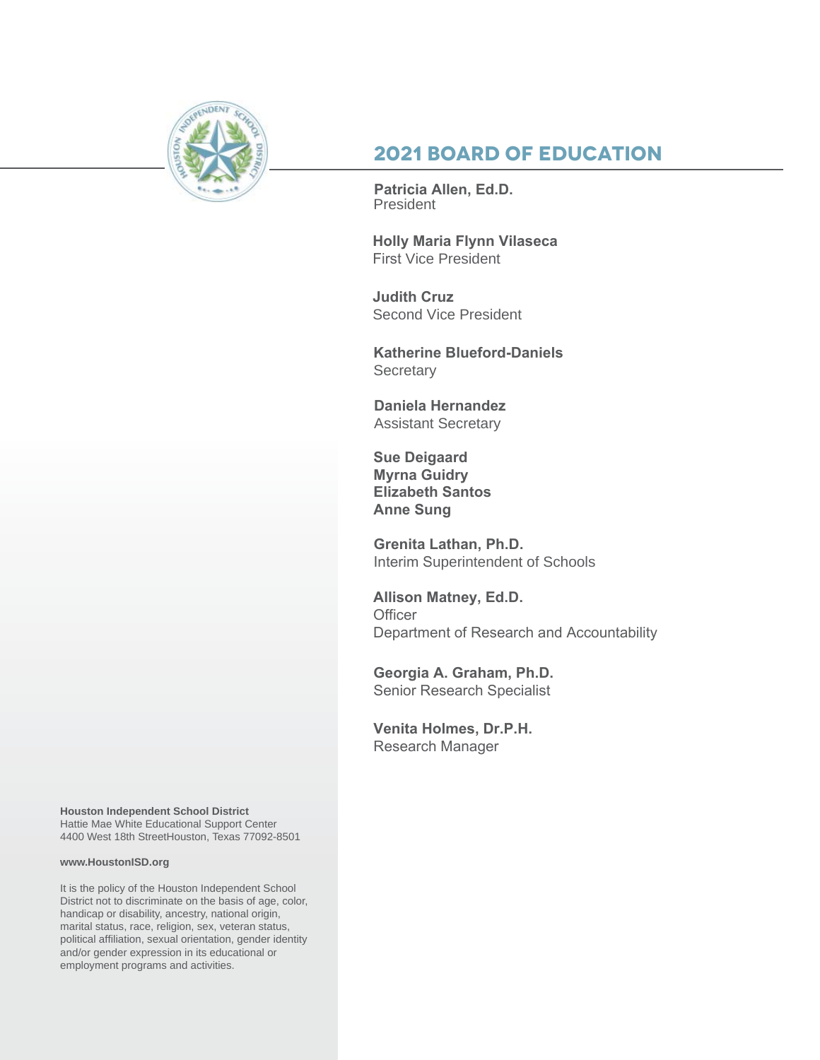# 2021 BOARD OF EDUCATION

**Patricia Allen, Ed.D.**
President

**Holly Maria Flynn Vilaseca**
First Vice President

**Judith Cruz**
Second Vice President

**Katherine Blueford-Daniels**
Secretary

**Daniela Hernandez**
Assistant Secretary

**Sue Deigaard**
**Myrna Guidry**
**Elizabeth Santos**
**Anne Sung**

**Grenita Lathan, Ph.D.**
Interim Superintendent of Schools

**Allison Matney, Ed.D.**
Officer
Department of Research and Accountability

**Georgia A. Graham, Ph.D.**
Senior Research Specialist

**Venita Holmes, Dr.P.H.**
Research Manager

**Houston Independent School District**
Hattie Mae White Educational Support Center
4400 West 18th StreetHouston, Texas 77092-8501

**www.HoustonISD.org**

It is the policy of the Houston Independent School District not to discriminate on the basis of age, color, handicap or disability, ancestry, national origin, marital status, race, religion, sex, veteran status, political affiliation, sexual orientation, gender identity and/or gender expression in its educational or employment programs and activities.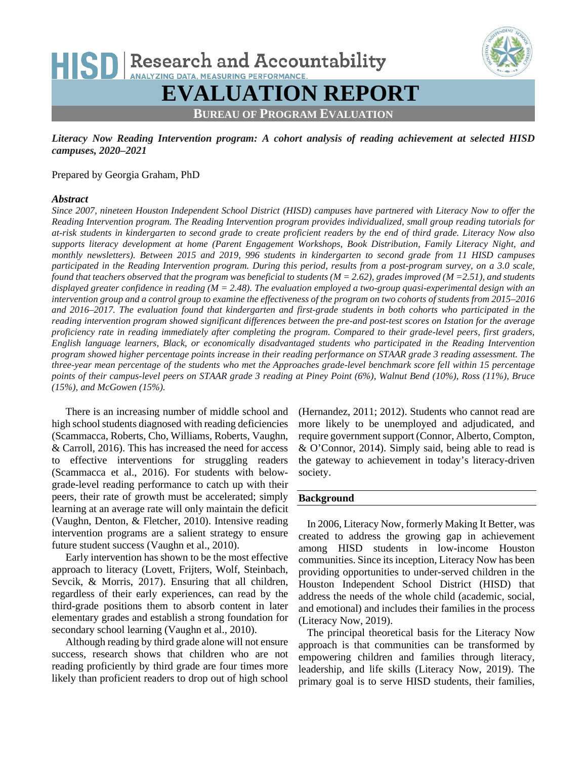# EVALUATION REPORT

**BUREAU OF PROGRAM EVALUATION**

***Literacy Now Reading Intervention program: A cohort analysis of reading achievement at selected HISD campuses, 2020–2021***

Prepared by Georgia Graham, PhD

***Abstract***

*Since 2007, nineteen Houston Independent School District (HISD) campuses have partnered with Literacy Now to offer the Reading Intervention program. The Reading Intervention program provides individualized, small group reading tutorials for at-risk students in kindergarten to second grade to create proficient readers by the end of third grade. Literacy Now also supports literacy development at home (Parent Engagement Workshops, Book Distribution, Family Literacy Night, and monthly newsletters). Between 2015 and 2019, 996 students in kindergarten to second grade from 11 HISD campuses participated in the Reading Intervention program. During this period, results from a post-program survey, on a 3.0 scale, found that teachers observed that the program was beneficial to students (M = 2.62), grades improved (M =2.51), and students displayed greater confidence in reading (M = 2.48). The evaluation employed a two-group quasi-experimental design with an intervention group and a control group to examine the effectiveness of the program on two cohorts of students from 2015–2016 and 2016–2017. The evaluation found that kindergarten and first-grade students in both cohorts who participated in the reading intervention program showed significant differences between the pre-and post-test scores on Istation for the average proficiency rate in reading immediately after completing the program. Compared to their grade-level peers, first graders, English language learners, Black, or economically disadvantaged students who participated in the Reading Intervention program showed higher percentage points increase in their reading performance on STAAR grade 3 reading assessment. The three-year mean percentage of the students who met the Approaches grade-level benchmark score fell within 15 percentage points of their campus-level peers on STAAR grade 3 reading at Piney Point (6%), Walnut Bend (10%), Ross (11%), Bruce (15%), and McGowen (15%).*

There is an increasing number of middle school and high school students diagnosed with reading deficiencies (Scammacca, Roberts, Cho, Williams, Roberts, Vaughn, & Carroll, 2016). This has increased the need for access to effective interventions for struggling readers (Scammacca et al., 2016). For students with below-grade-level reading performance to catch up with their peers, their rate of growth must be accelerated; simply learning at an average rate will only maintain the deficit (Vaughn, Denton, & Fletcher, 2010). Intensive reading intervention programs are a salient strategy to ensure future student success (Vaughn et al., 2010).

Early intervention has shown to be the most effective approach to literacy (Lovett, Frijters, Wolf, Steinbach, Sevcik, & Morris, 2017). Ensuring that all children, regardless of their early experiences, can read by the third-grade positions them to absorb content in later elementary grades and establish a strong foundation for secondary school learning (Vaughn et al., 2010).

Although reading by third grade alone will not ensure success, research shows that children who are not reading proficiently by third grade are four times more likely than proficient readers to drop out of high school (Hernandez, 2011; 2012). Students who cannot read are more likely to be unemployed and adjudicated, and require government support (Connor, Alberto, Compton, & O'Connor, 2014). Simply said, being able to read is the gateway to achievement in today's literacy-driven society.

## Background

In 2006, Literacy Now, formerly Making It Better, was created to address the growing gap in achievement among HISD students in low-income Houston communities. Since its inception, Literacy Now has been providing opportunities to under-served children in the Houston Independent School District (HISD) that address the needs of the whole child (academic, social, and emotional) and includes their families in the process (Literacy Now, 2019).

The principal theoretical basis for the Literacy Now approach is that communities can be transformed by empowering children and families through literacy, leadership, and life skills (Literacy Now, 2019). The primary goal is to serve HISD students, their families,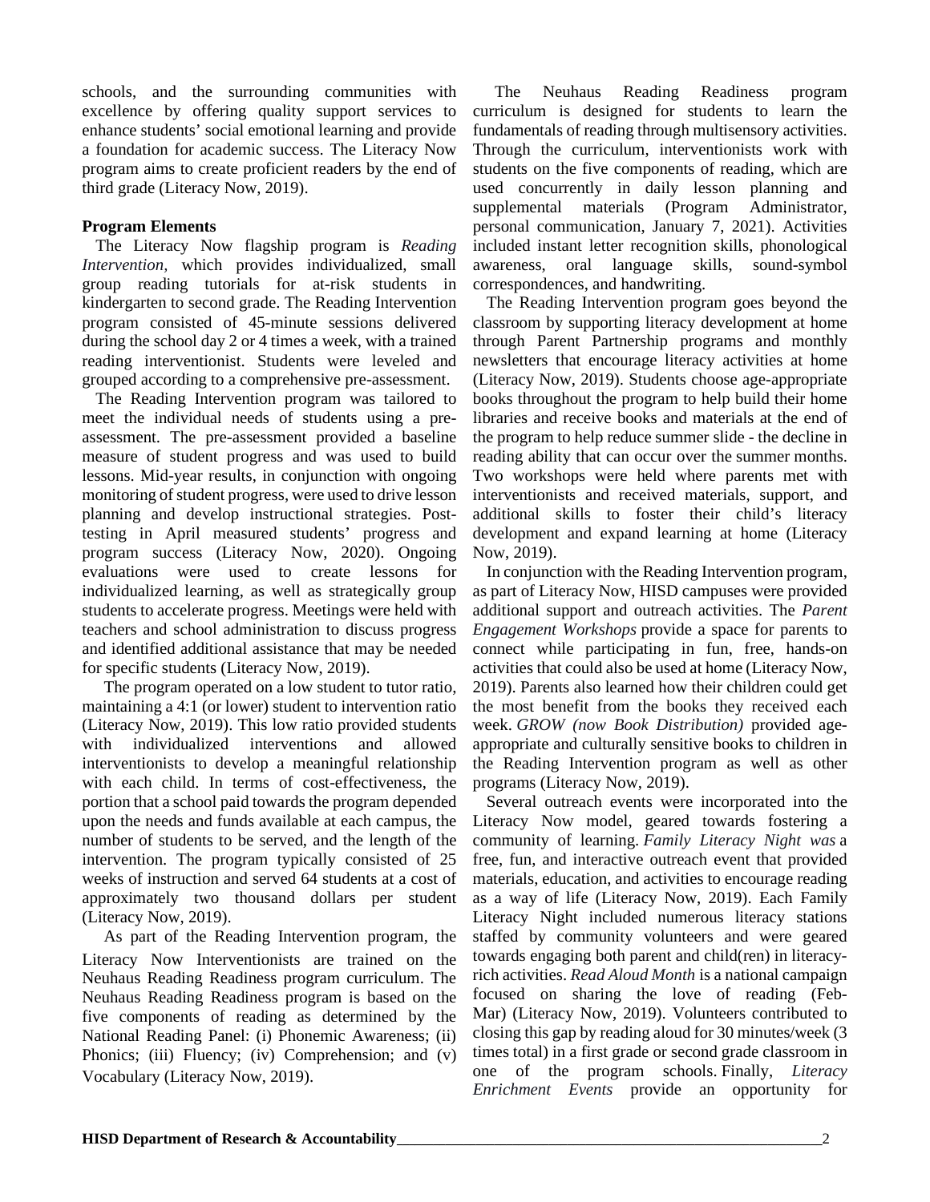schools, and the surrounding communities with excellence by offering quality support services to enhance students' social emotional learning and provide a foundation for academic success. The Literacy Now program aims to create proficient readers by the end of third grade (Literacy Now, 2019).

**Program Elements**

The Literacy Now flagship program is *Reading Intervention,* which provides individualized, small group reading tutorials for at-risk students in kindergarten to second grade. The Reading Intervention program consisted of 45-minute sessions delivered during the school day 2 or 4 times a week, with a trained reading interventionist. Students were leveled and grouped according to a comprehensive pre-assessment.

The Reading Intervention program was tailored to meet the individual needs of students using a pre-assessment. The pre-assessment provided a baseline measure of student progress and was used to build lessons. Mid-year results, in conjunction with ongoing monitoring of student progress, were used to drive lesson planning and develop instructional strategies. Post-testing in April measured students' progress and program success (Literacy Now, 2020). Ongoing evaluations were used to create lessons for individualized learning, as well as strategically group students to accelerate progress. Meetings were held with teachers and school administration to discuss progress and identified additional assistance that may be needed for specific students (Literacy Now, 2019).

The program operated on a low student to tutor ratio, maintaining a 4:1 (or lower) student to intervention ratio (Literacy Now, 2019). This low ratio provided students with individualized interventions and allowed interventionists to develop a meaningful relationship with each child. In terms of cost-effectiveness, the portion that a school paid towards the program depended upon the needs and funds available at each campus, the number of students to be served, and the length of the intervention. The program typically consisted of 25 weeks of instruction and served 64 students at a cost of approximately two thousand dollars per student (Literacy Now, 2019).

As part of the Reading Intervention program, the Literacy Now Interventionists are trained on the Neuhaus Reading Readiness program curriculum. The Neuhaus Reading Readiness program is based on the five components of reading as determined by the National Reading Panel: (i) Phonemic Awareness; (ii) Phonics; (iii) Fluency; (iv) Comprehension; and (v) Vocabulary (Literacy Now, 2019).

The Neuhaus Reading Readiness program curriculum is designed for students to learn the fundamentals of reading through multisensory activities. Through the curriculum, interventionists work with students on the five components of reading, which are used concurrently in daily lesson planning and supplemental materials (Program Administrator, personal communication, January 7, 2021). Activities included instant letter recognition skills, phonological awareness, oral language skills, sound-symbol correspondences, and handwriting.

The Reading Intervention program goes beyond the classroom by supporting literacy development at home through Parent Partnership programs and monthly newsletters that encourage literacy activities at home (Literacy Now, 2019). Students choose age-appropriate books throughout the program to help build their home libraries and receive books and materials at the end of the program to help reduce summer slide - the decline in reading ability that can occur over the summer months. Two workshops were held where parents met with interventionists and received materials, support, and additional skills to foster their child's literacy development and expand learning at home (Literacy Now, 2019).

In conjunction with the Reading Intervention program, as part of Literacy Now, HISD campuses were provided additional support and outreach activities. The *Parent Engagement Workshops* provide a space for parents to connect while participating in fun, free, hands-on activities that could also be used at home (Literacy Now, 2019). Parents also learned how their children could get the most benefit from the books they received each week. *GROW (now Book Distribution)* provided age-appropriate and culturally sensitive books to children in the Reading Intervention program as well as other programs (Literacy Now, 2019).

Several outreach events were incorporated into the Literacy Now model, geared towards fostering a community of learning. *Family Literacy Night was* a free, fun, and interactive outreach event that provided materials, education, and activities to encourage reading as a way of life (Literacy Now, 2019). Each Family Literacy Night included numerous literacy stations staffed by community volunteers and were geared towards engaging both parent and child(ren) in literacy-rich activities. *Read Aloud Month* is a national campaign focused on sharing the love of reading (Feb-Mar) (Literacy Now, 2019). Volunteers contributed to closing this gap by reading aloud for 30 minutes/week (3 times total) in a first grade or second grade classroom in one of the program schools. Finally, *Literacy Enrichment Events* provide an opportunity for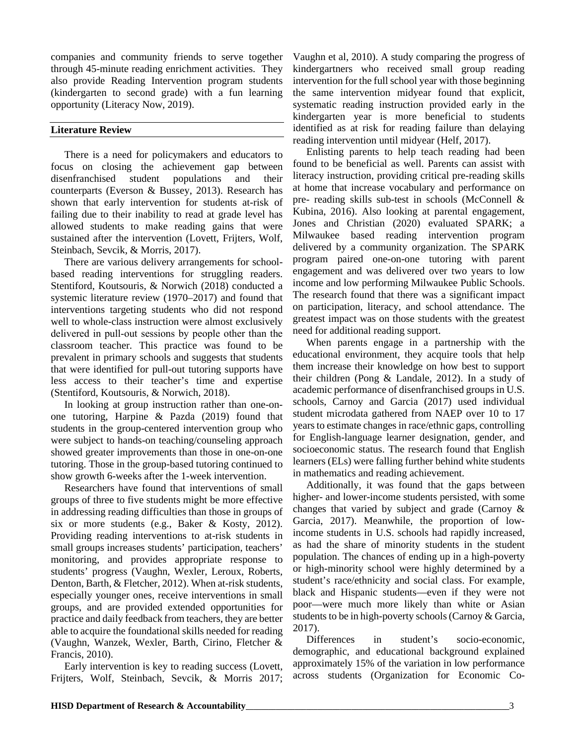companies and community friends to serve together through 45-minute reading enrichment activities. They also provide Reading Intervention program students (kindergarten to second grade) with a fun learning opportunity (Literacy Now, 2019).

## Literature Review

There is a need for policymakers and educators to focus on closing the achievement gap between disenfranchised student populations and their counterparts (Everson & Bussey, 2013). Research has shown that early intervention for students at-risk of failing due to their inability to read at grade level has allowed students to make reading gains that were sustained after the intervention (Lovett, Frijters, Wolf, Steinbach, Sevcik, & Morris, 2017).

There are various delivery arrangements for school-based reading interventions for struggling readers. Stentiford, Koutsouris, & Norwich (2018) conducted a systemic literature review (1970–2017) and found that interventions targeting students who did not respond well to whole-class instruction were almost exclusively delivered in pull-out sessions by people other than the classroom teacher. This practice was found to be prevalent in primary schools and suggests that students that were identified for pull-out tutoring supports have less access to their teacher's time and expertise (Stentiford, Koutsouris, & Norwich, 2018).

In looking at group instruction rather than one-on-one tutoring, Harpine & Pazda (2019) found that students in the group-centered intervention group who were subject to hands-on teaching/counseling approach showed greater improvements than those in one-on-one tutoring. Those in the group-based tutoring continued to show growth 6-weeks after the 1-week intervention.

Researchers have found that interventions of small groups of three to five students might be more effective in addressing reading difficulties than those in groups of six or more students (e.g., Baker & Kosty, 2012). Providing reading interventions to at-risk students in small groups increases students' participation, teachers' monitoring, and provides appropriate response to students' progress (Vaughn, Wexler, Leroux, Roberts, Denton, Barth, & Fletcher, 2012). When at-risk students, especially younger ones, receive interventions in small groups, and are provided extended opportunities for practice and daily feedback from teachers, they are better able to acquire the foundational skills needed for reading (Vaughn, Wanzek, Wexler, Barth, Cirino, Fletcher & Francis, 2010).

Early intervention is key to reading success (Lovett, Frijters, Wolf, Steinbach, Sevcik, & Morris 2017; Vaughn et al, 2010). A study comparing the progress of kindergartners who received small group reading intervention for the full school year with those beginning the same intervention midyear found that explicit, systematic reading instruction provided early in the kindergarten year is more beneficial to students identified as at risk for reading failure than delaying reading intervention until midyear (Helf, 2017).

Enlisting parents to help teach reading had been found to be beneficial as well. Parents can assist with literacy instruction, providing critical pre-reading skills at home that increase vocabulary and performance on pre- reading skills sub-test in schools (McConnell & Kubina, 2016). Also looking at parental engagement, Jones and Christian (2020) evaluated SPARK; a Milwaukee based reading intervention program delivered by a community organization. The SPARK program paired one-on-one tutoring with parent engagement and was delivered over two years to low income and low performing Milwaukee Public Schools. The research found that there was a significant impact on participation, literacy, and school attendance. The greatest impact was on those students with the greatest need for additional reading support.

When parents engage in a partnership with the educational environment, they acquire tools that help them increase their knowledge on how best to support their children (Pong & Landale, 2012). In a study of academic performance of disenfranchised groups in U.S. schools, Carnoy and Garcia (2017) used individual student microdata gathered from NAEP over 10 to 17 years to estimate changes in race/ethnic gaps, controlling for English-language learner designation, gender, and socioeconomic status. The research found that English learners (ELs) were falling further behind white students in mathematics and reading achievement.

Additionally, it was found that the gaps between higher- and lower-income students persisted, with some changes that varied by subject and grade (Carnoy & Garcia, 2017). Meanwhile, the proportion of low-income students in U.S. schools had rapidly increased, as had the share of minority students in the student population. The chances of ending up in a high-poverty or high-minority school were highly determined by a student's race/ethnicity and social class. For example, black and Hispanic students—even if they were not poor—were much more likely than white or Asian students to be in high-poverty schools (Carnoy & Garcia, 2017).

Differences in student's socio-economic, demographic, and educational background explained approximately 15% of the variation in low performance across students (Organization for Economic Co-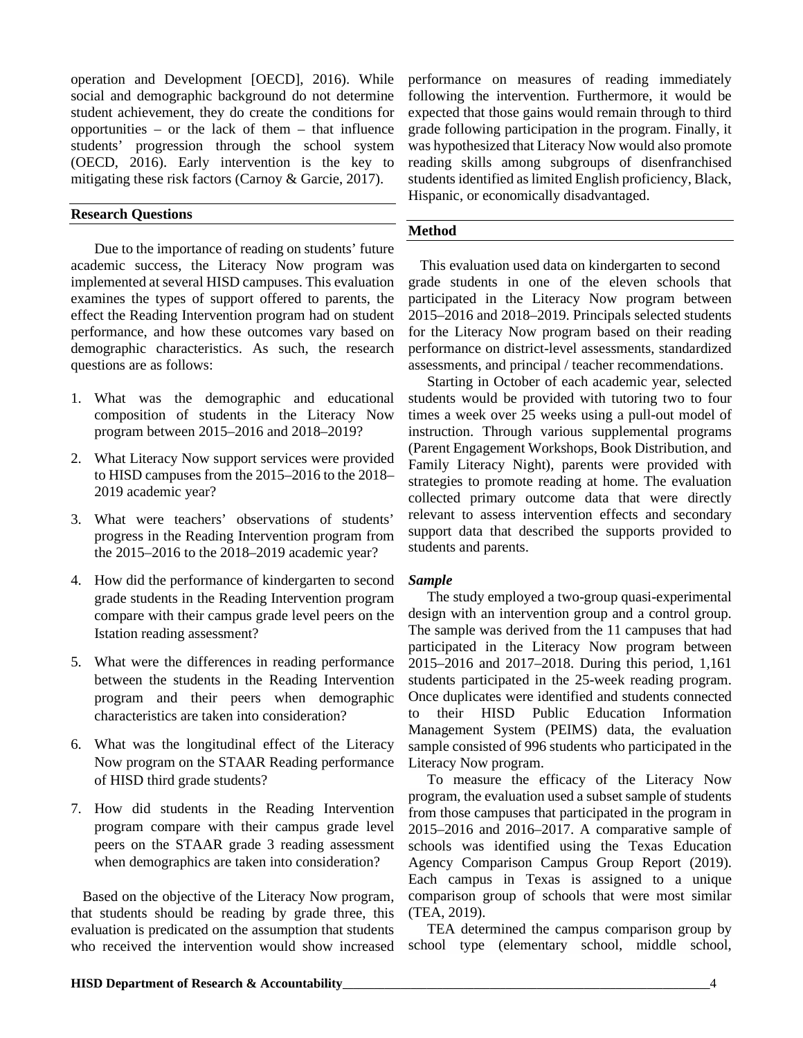operation and Development [OECD], 2016). While social and demographic background do not determine student achievement, they do create the conditions for opportunities – or the lack of them – that influence students' progression through the school system (OECD, 2016). Early intervention is the key to mitigating these risk factors (Carnoy & Garcie, 2017).

## Research Questions

Due to the importance of reading on students' future academic success, the Literacy Now program was implemented at several HISD campuses. This evaluation examines the types of support offered to parents, the effect the Reading Intervention program had on student performance, and how these outcomes vary based on demographic characteristics. As such, the research questions are as follows:

1. What was the demographic and educational composition of students in the Literacy Now program between 2015–2016 and 2018–2019?
2. What Literacy Now support services were provided to HISD campuses from the 2015–2016 to the 2018–2019 academic year?
3. What were teachers' observations of students' progress in the Reading Intervention program from the 2015–2016 to the 2018–2019 academic year?
4. How did the performance of kindergarten to second grade students in the Reading Intervention program compare with their campus grade level peers on the Istation reading assessment?
5. What were the differences in reading performance between the students in the Reading Intervention program and their peers when demographic characteristics are taken into consideration?
6. What was the longitudinal effect of the Literacy Now program on the STAAR Reading performance of HISD third grade students?
7. How did students in the Reading Intervention program compare with their campus grade level peers on the STAAR grade 3 reading assessment when demographics are taken into consideration?

Based on the objective of the Literacy Now program, that students should be reading by grade three, this evaluation is predicated on the assumption that students who received the intervention would show increased performance on measures of reading immediately following the intervention. Furthermore, it would be expected that those gains would remain through to third grade following participation in the program. Finally, it was hypothesized that Literacy Now would also promote reading skills among subgroups of disenfranchised students identified as limited English proficiency, Black, Hispanic, or economically disadvantaged.

## Method

This evaluation used data on kindergarten to second grade students in one of the eleven schools that participated in the Literacy Now program between 2015–2016 and 2018–2019. Principals selected students for the Literacy Now program based on their reading performance on district-level assessments, standardized assessments, and principal / teacher recommendations.

Starting in October of each academic year, selected students would be provided with tutoring two to four times a week over 25 weeks using a pull-out model of instruction. Through various supplemental programs (Parent Engagement Workshops, Book Distribution, and Family Literacy Night), parents were provided with strategies to promote reading at home. The evaluation collected primary outcome data that were directly relevant to assess intervention effects and secondary support data that described the supports provided to students and parents.

### *Sample*

The study employed a two-group quasi-experimental design with an intervention group and a control group. The sample was derived from the 11 campuses that had participated in the Literacy Now program between 2015–2016 and 2017–2018. During this period, 1,161 students participated in the 25-week reading program. Once duplicates were identified and students connected to their HISD Public Education Information Management System (PEIMS) data, the evaluation sample consisted of 996 students who participated in the Literacy Now program.

To measure the efficacy of the Literacy Now program, the evaluation used a subset sample of students from those campuses that participated in the program in 2015–2016 and 2016–2017. A comparative sample of schools was identified using the Texas Education Agency Comparison Campus Group Report (2019). Each campus in Texas is assigned to a unique comparison group of schools that were most similar (TEA, 2019).

TEA determined the campus comparison group by school type (elementary school, middle school,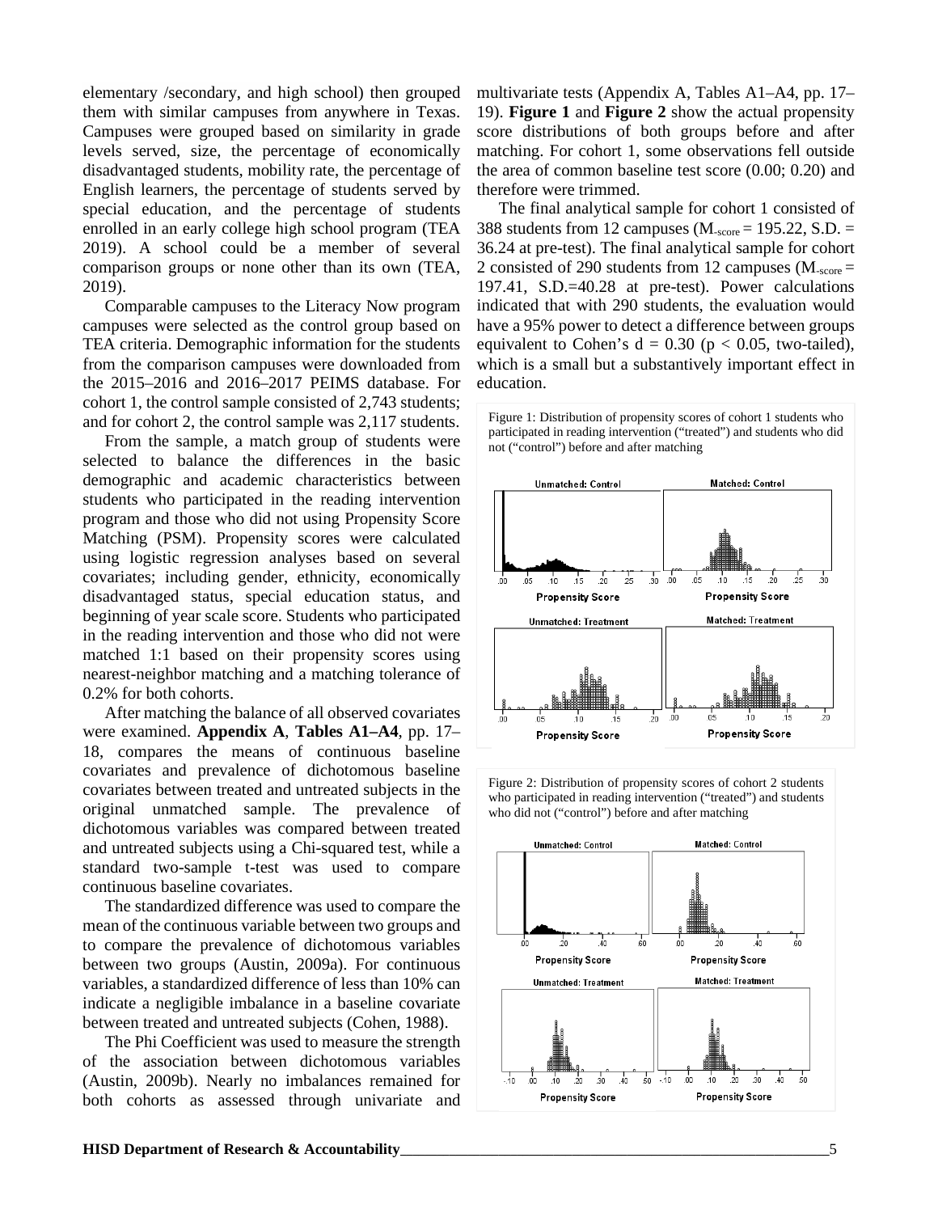elementary /secondary, and high school) then grouped them with similar campuses from anywhere in Texas. Campuses were grouped based on similarity in grade levels served, size, the percentage of economically disadvantaged students, mobility rate, the percentage of English learners, the percentage of students served by special education, and the percentage of students enrolled in an early college high school program (TEA 2019). A school could be a member of several comparison groups or none other than its own (TEA, 2019).

Comparable campuses to the Literacy Now program campuses were selected as the control group based on TEA criteria. Demographic information for the students from the comparison campuses were downloaded from the 2015–2016 and 2016–2017 PEIMS database. For cohort 1, the control sample consisted of 2,743 students; and for cohort 2, the control sample was 2,117 students.

From the sample, a match group of students were selected to balance the differences in the basic demographic and academic characteristics between students who participated in the reading intervention program and those who did not using Propensity Score Matching (PSM). Propensity scores were calculated using logistic regression analyses based on several covariates; including gender, ethnicity, economically disadvantaged status, special education status, and beginning of year scale score. Students who participated in the reading intervention and those who did not were matched 1:1 based on their propensity scores using nearest-neighbor matching and a matching tolerance of 0.2% for both cohorts.

After matching the balance of all observed covariates were examined. **Appendix A**, **Tables A1–A4**, pp. 17–18, compares the means of continuous baseline covariates and prevalence of dichotomous baseline covariates between treated and untreated subjects in the original unmatched sample. The prevalence of dichotomous variables was compared between treated and untreated subjects using a Chi-squared test, while a standard two-sample t-test was used to compare continuous baseline covariates.

The standardized difference was used to compare the mean of the continuous variable between two groups and to compare the prevalence of dichotomous variables between two groups (Austin, 2009a). For continuous variables, a standardized difference of less than 10% can indicate a negligible imbalance in a baseline covariate between treated and untreated subjects (Cohen, 1988).

The Phi Coefficient was used to measure the strength of the association between dichotomous variables (Austin, 2009b). Nearly no imbalances remained for both cohorts as assessed through univariate and multivariate tests (Appendix A, Tables A1–A4, pp. 17–19). **Figure 1** and **Figure 2** show the actual propensity score distributions of both groups before and after matching. For cohort 1, some observations fell outside the area of common baseline test score (0.00; 0.20) and therefore were trimmed.

The final analytical sample for cohort 1 consisted of 388 students from 12 campuses ($M_{score}$ = 195.22, S.D. = 36.24 at pre-test). The final analytical sample for cohort 2 consisted of 290 students from 12 campuses ($M_{score}$ = 197.41, S.D.=40.28 at pre-test). Power calculations indicated that with 290 students, the evaluation would have a 95% power to detect a difference between groups equivalent to Cohen's d = 0.30 ($p < 0.05$, two-tailed), which is a small but a substantively important effect in education.

Figure 1: Distribution of propensity scores of cohort 1 students who participated in reading intervention ("treated") and students who did not ("control") before and after matching

Figure 2: Distribution of propensity scores of cohort 2 students who participated in reading intervention ("treated") and students who did not ("control") before and after matching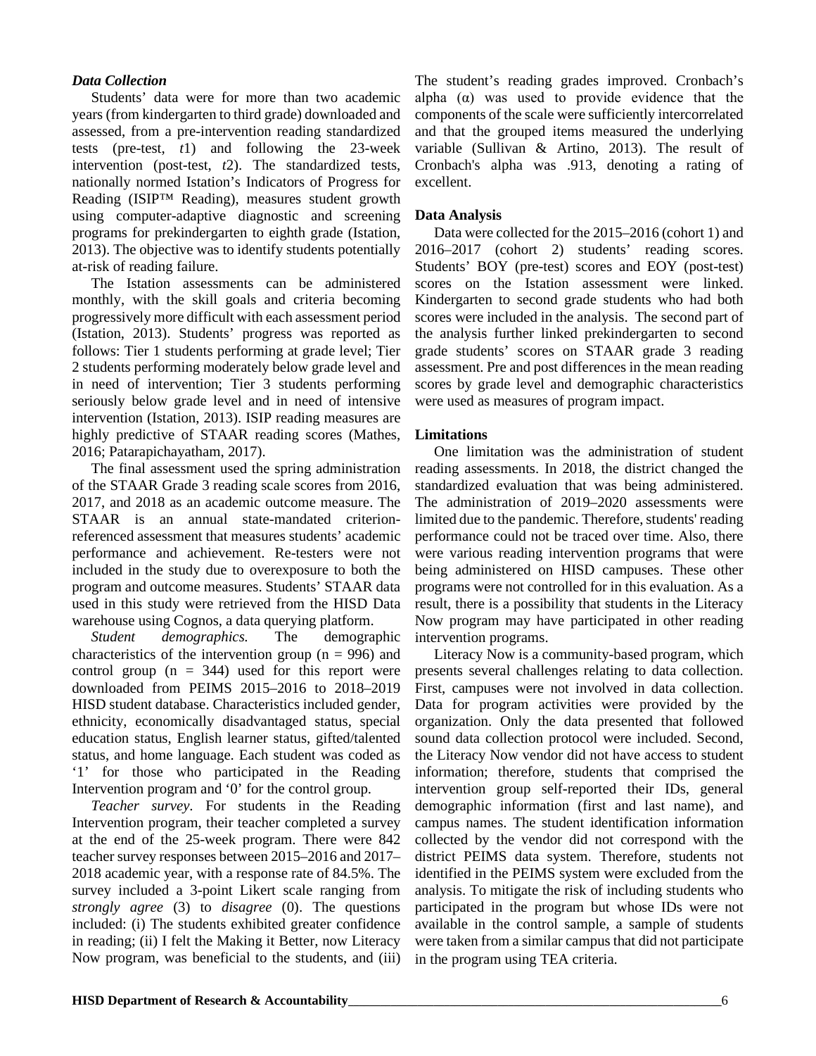### *Data Collection*

Students' data were for more than two academic years (from kindergarten to third grade) downloaded and assessed, from a pre-intervention reading standardized tests (pre-test, *t*1) and following the 23-week intervention (post-test, *t*2). The standardized tests, nationally normed Istation's Indicators of Progress for Reading (ISIP™ Reading), measures student growth using computer-adaptive diagnostic and screening programs for prekindergarten to eighth grade (Istation, 2013). The objective was to identify students potentially at-risk of reading failure.

The Istation assessments can be administered monthly, with the skill goals and criteria becoming progressively more difficult with each assessment period (Istation, 2013). Students' progress was reported as follows: Tier 1 students performing at grade level; Tier 2 students performing moderately below grade level and in need of intervention; Tier 3 students performing seriously below grade level and in need of intensive intervention (Istation, 2013). ISIP reading measures are highly predictive of STAAR reading scores (Mathes, 2016; Patarapichayatham, 2017).

The final assessment used the spring administration of the STAAR Grade 3 reading scale scores from 2016, 2017, and 2018 as an academic outcome measure. The STAAR is an annual state-mandated criterion-referenced assessment that measures students' academic performance and achievement. Re-testers were not included in the study due to overexposure to both the program and outcome measures. Students' STAAR data used in this study were retrieved from the HISD Data warehouse using Cognos, a data querying platform.

*Student demographics.* The demographic characteristics of the intervention group ($n = 996$) and control group ($n = 344$) used for this report were downloaded from PEIMS 2015–2016 to 2018–2019 HISD student database. Characteristics included gender, ethnicity, economically disadvantaged status, special education status, English learner status, gifted/talented status, and home language. Each student was coded as '1' for those who participated in the Reading Intervention program and '0' for the control group.

*Teacher survey*. For students in the Reading Intervention program, their teacher completed a survey at the end of the 25-week program. There were 842 teacher survey responses between 2015–2016 and 2017–2018 academic year, with a response rate of 84.5%. The survey included a 3-point Likert scale ranging from *strongly agree* (3) to *disagree* (0). The questions included: (i) The students exhibited greater confidence in reading; (ii) I felt the Making it Better, now Literacy Now program, was beneficial to the students, and (iii) The student's reading grades improved. Cronbach's alpha (α) was used to provide evidence that the components of the scale were sufficiently intercorrelated and that the grouped items measured the underlying variable (Sullivan & Artino, 2013). The result of Cronbach's alpha was .913, denoting a rating of excellent.

### Data Analysis

Data were collected for the 2015–2016 (cohort 1) and 2016–2017 (cohort 2) students' reading scores. Students' BOY (pre-test) scores and EOY (post-test) scores on the Istation assessment were linked. Kindergarten to second grade students who had both scores were included in the analysis. The second part of the analysis further linked prekindergarten to second grade students' scores on STAAR grade 3 reading assessment. Pre and post differences in the mean reading scores by grade level and demographic characteristics were used as measures of program impact.

### Limitations

One limitation was the administration of student reading assessments. In 2018, the district changed the standardized evaluation that was being administered. The administration of 2019–2020 assessments were limited due to the pandemic. Therefore, students' reading performance could not be traced over time. Also, there were various reading intervention programs that were being administered on HISD campuses. These other programs were not controlled for in this evaluation. As a result, there is a possibility that students in the Literacy Now program may have participated in other reading intervention programs.

Literacy Now is a community-based program, which presents several challenges relating to data collection. First, campuses were not involved in data collection. Data for program activities were provided by the organization. Only the data presented that followed sound data collection protocol were included. Second, the Literacy Now vendor did not have access to student information; therefore, students that comprised the intervention group self-reported their IDs, general demographic information (first and last name), and campus names. The student identification information collected by the vendor did not correspond with the district PEIMS data system. Therefore, students not identified in the PEIMS system were excluded from the analysis. To mitigate the risk of including students who participated in the program but whose IDs were not available in the control sample, a sample of students were taken from a similar campus that did not participate in the program using TEA criteria.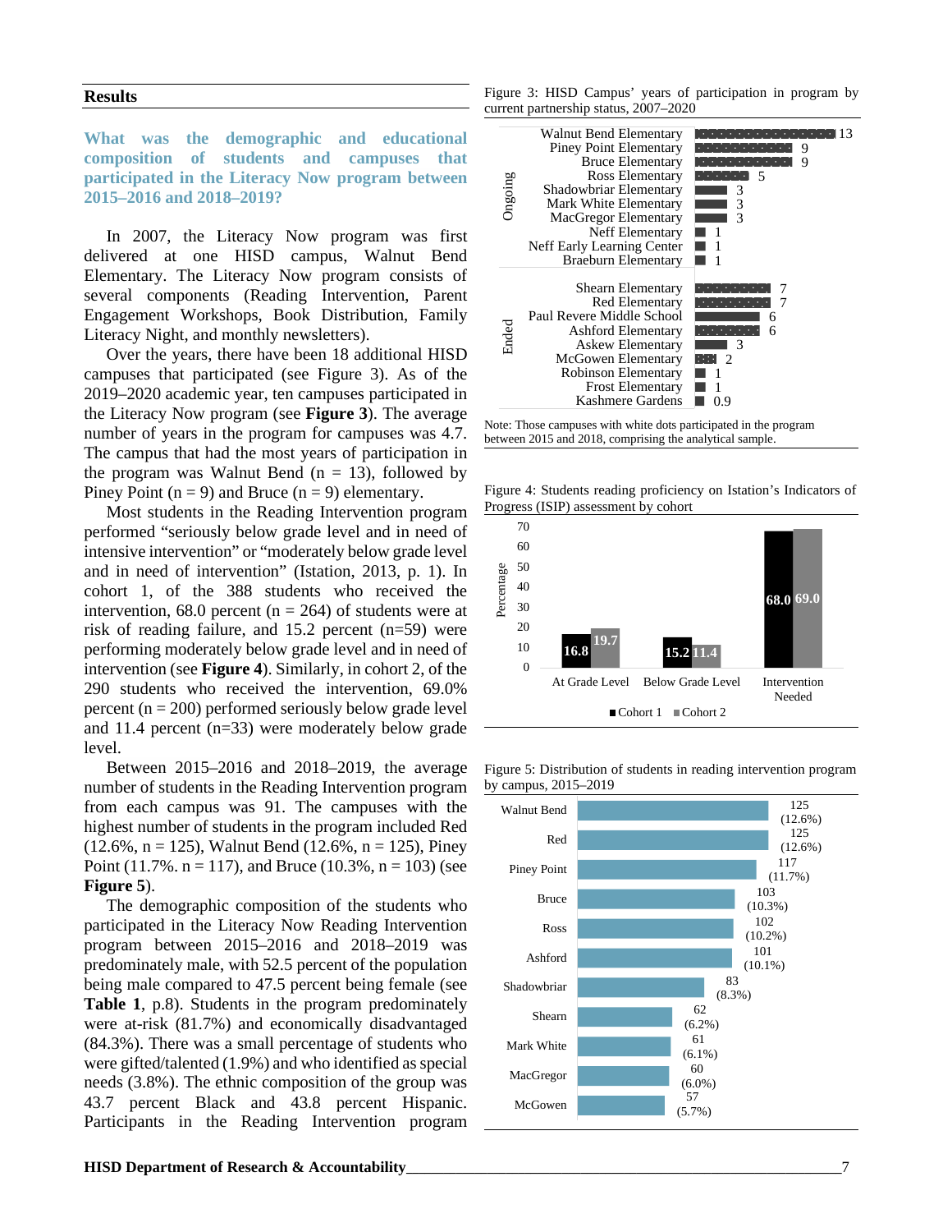## Results

### What was the demographic and educational composition of students and campuses that participated in the Literacy Now program between 2015–2016 and 2018–2019?

In 2007, the Literacy Now program was first delivered at one HISD campus, Walnut Bend Elementary. The Literacy Now program consists of several components (Reading Intervention, Parent Engagement Workshops, Book Distribution, Family Literacy Night, and monthly newsletters).

Over the years, there have been 18 additional HISD campuses that participated (see Figure 3). As of the 2019–2020 academic year, ten campuses participated in the Literacy Now program (see **Figure 3**). The average number of years in the program for campuses was 4.7. The campus that had the most years of participation in the program was Walnut Bend (n = 13), followed by Piney Point (n = 9) and Bruce (n = 9) elementary.

Most students in the Reading Intervention program performed "seriously below grade level and in need of intensive intervention" or "moderately below grade level and in need of intervention" (Istation, 2013, p. 1). In cohort 1, of the 388 students who received the intervention, 68.0 percent (n = 264) of students were at risk of reading failure, and 15.2 percent (n=59) were performing moderately below grade level and in need of intervention (see **Figure 4**). Similarly, in cohort 2, of the 290 students who received the intervention, 69.0% percent (n = 200) performed seriously below grade level and 11.4 percent (n=33) were moderately below grade level.

Between 2015–2016 and 2018–2019, the average number of students in the Reading Intervention program from each campus was 91. The campuses with the highest number of students in the program included Red (12.6%, n = 125), Walnut Bend (12.6%, n = 125), Piney Point (11.7%. n = 117), and Bruce (10.3%, n = 103) (see **Figure 5**).

The demographic composition of the students who participated in the Literacy Now Reading Intervention program between 2015–2016 and 2018–2019 was predominately male, with 52.5 percent of the population being male compared to 47.5 percent being female (see **Table 1**, p.8). Students in the program predominately were at-risk (81.7%) and economically disadvantaged (84.3%). There was a small percentage of students who were gifted/talented (1.9%) and who identified as special needs (3.8%). The ethnic composition of the group was 43.7 percent Black and 43.8 percent Hispanic. Participants in the Reading Intervention program

Figure 3: HISD Campus' years of participation in program by current partnership status, 2007–2020

| Status | Campus | Years |
|---|---|---|
| Ongoing | Walnut Bend Elementary | 13 |
| | Piney Point Elementary | 9 |
| | Bruce Elementary | 9 |
| | Ross Elementary | 5 |
| | Shadowbriar Elementary | 3 |
| | Mark White Elementary | 3 |
| | MacGregor Elementary | 3 |
| | Neff Elementary | 1 |
| | Neff Early Learning Center | 1 |
| | Braeburn Elementary | 1 |
| Ended | Shearn Elementary | 7 |
| | Red Elementary | 7 |
| | Paul Revere Middle School | 6 |
| | Ashford Elementary | 6 |
| | Askew Elementary | 3 |
| | McGowen Elementary | 2 |
| | Robinson Elementary | 1 |
| | Frost Elementary | 1 |
| | Kashmere Gardens | 0.9 |

Note: Those campuses with white dots participated in the program between 2015 and 2018, comprising the analytical sample.

Figure 4: Students reading proficiency on Istation's Indicators of Progress (ISIP) assessment by cohort

| | Cohort 1 (%) | Cohort 2 (%) |
|---|---|---|
| At Grade Level | 16.8 | 19.7 |
| Below Grade Level | 15.2 | 11.4 |
| Intervention Needed | 68.0 | 69.0 |

Figure 5: Distribution of students in reading intervention program by campus, 2015–2019

| Campus | n (%) |
|---|---|
| Walnut Bend | 125 (12.6%) |
| Red | 125 (12.6%) |
| Piney Point | 117 (11.7%) |
| Bruce | 103 (10.3%) |
| Ross | 102 (10.2%) |
| Ashford | 101 (10.1%) |
| Shadowbriar | 83 (8.3%) |
| Shearn | 62 (6.2%) |
| Mark White | 61 (6.1%) |
| MacGregor | 60 (6.0%) |
| McGowen | 57 (5.7%) |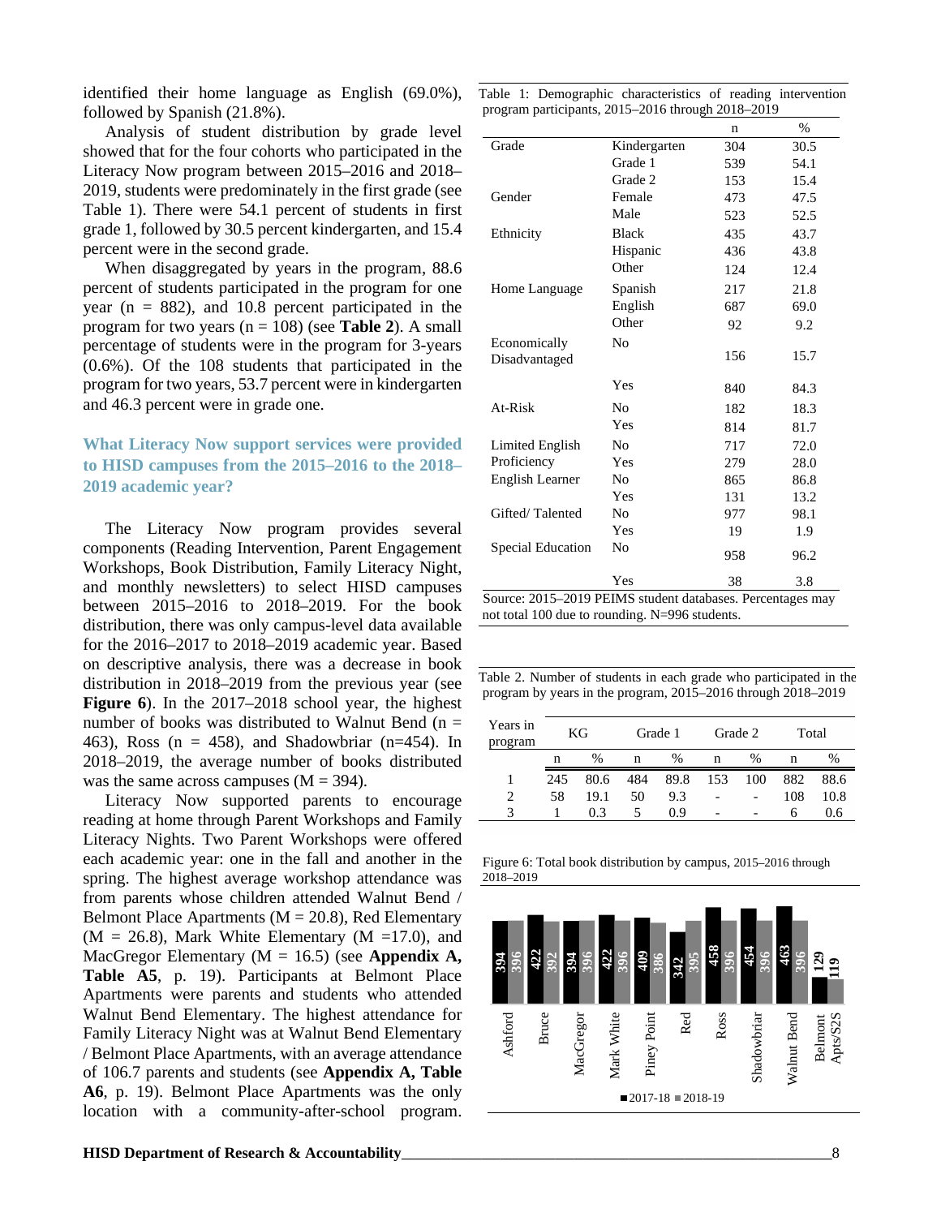identified their home language as English (69.0%), followed by Spanish (21.8%).

Analysis of student distribution by grade level showed that for the four cohorts who participated in the Literacy Now program between 2015–2016 and 2018–2019, students were predominately in the first grade (see Table 1). There were 54.1 percent of students in first grade 1, followed by 30.5 percent kindergarten, and 15.4 percent were in the second grade.

When disaggregated by years in the program, 88.6 percent of students participated in the program for one year (n = 882), and 10.8 percent participated in the program for two years (n = 108) (see **Table 2**). A small percentage of students were in the program for 3-years (0.6%). Of the 108 students that participated in the program for two years, 53.7 percent were in kindergarten and 46.3 percent were in grade one.

### What Literacy Now support services were provided to HISD campuses from the 2015–2016 to the 2018–2019 academic year?

The Literacy Now program provides several components (Reading Intervention, Parent Engagement Workshops, Book Distribution, Family Literacy Night, and monthly newsletters) to select HISD campuses between 2015–2016 to 2018–2019. For the book distribution, there was only campus-level data available for the 2016–2017 to 2018–2019 academic year. Based on descriptive analysis, there was a decrease in book distribution in 2018–2019 from the previous year (see **Figure 6**). In the 2017–2018 school year, the highest number of books was distributed to Walnut Bend (n = 463), Ross (n = 458), and Shadowbriar (n=454). In 2018–2019, the average number of books distributed was the same across campuses (M = 394).

Literacy Now supported parents to encourage reading at home through Parent Workshops and Family Literacy Nights. Two Parent Workshops were offered each academic year: one in the fall and another in the spring. The highest average workshop attendance was from parents whose children attended Walnut Bend / Belmont Place Apartments (M = 20.8), Red Elementary (M = 26.8), Mark White Elementary (M =17.0), and MacGregor Elementary (M = 16.5) (see **Appendix A, Table A5**, p. 19). Participants at Belmont Place Apartments were parents and students who attended Walnut Bend Elementary. The highest attendance for Family Literacy Night was at Walnut Bend Elementary / Belmont Place Apartments, with an average attendance of 106.7 parents and students (see **Appendix A, Table A6**, p. 19). Belmont Place Apartments was the only location with a community-after-school program.

Table 1: Demographic characteristics of reading intervention program participants, 2015–2016 through 2018–2019

| | | n | % |
|---|---|---|---|
| Grade | Kindergarten | 304 | 30.5 |
| | Grade 1 | 539 | 54.1 |
| | Grade 2 | 153 | 15.4 |
| Gender | Female | 473 | 47.5 |
| | Male | 523 | 52.5 |
| Ethnicity | Black | 435 | 43.7 |
| | Hispanic | 436 | 43.8 |
| | Other | 124 | 12.4 |
| Home Language | Spanish | 217 | 21.8 |
| | English | 687 | 69.0 |
| | Other | 92 | 9.2 |
| Economically Disadvantaged | No | 156 | 15.7 |
| | Yes | 840 | 84.3 |
| At-Risk | No | 182 | 18.3 |
| | Yes | 814 | 81.7 |
| Limited English Proficiency | No | 717 | 72.0 |
| | Yes | 279 | 28.0 |
| English Learner | No | 865 | 86.8 |
| | Yes | 131 | 13.2 |
| Gifted/ Talented | No | 977 | 98.1 |
| | Yes | 19 | 1.9 |
| Special Education | No | 958 | 96.2 |
| | Yes | 38 | 3.8 |

Source: 2015–2019 PEIMS student databases. Percentages may not total 100 due to rounding. N=996 students.

Table 2. Number of students in each grade who participated in the program by years in the program, 2015–2016 through 2018–2019

| Years in program | KG | | Grade 1 | | Grade 2 | | Total | |
|---|---|---|---|---|---|---|---|---|
| | n | % | n | % | n | % | n | % |
| 1 | 245 | 80.6 | 484 | 89.8 | 153 | 100 | 882 | 88.6 |
| 2 | 58 | 19.1 | 50 | 9.3 | - | - | 108 | 10.8 |
| 3 | 1 | 0.3 | 5 | 0.9 | - | - | 6 | 0.6 |

Figure 6: Total book distribution by campus, 2015–2016 through 2018–2019

| Campus | 2017-18 | 2018-19 |
|---|---|---|
| Ashford | 394 | 396 |
| Bruce | 422 | 392 |
| MacGregor | 394 | 396 |
| Mark White | 422 | 396 |
| Piney Point | 409 | 386 |
| Red | 342 | 395 |
| Ross | 458 | 396 |
| Shadowbriar | 454 | 396 |
| Walnut Bend | 463 | 396 |
| Belmont Apts/S2S | 129 | 119 |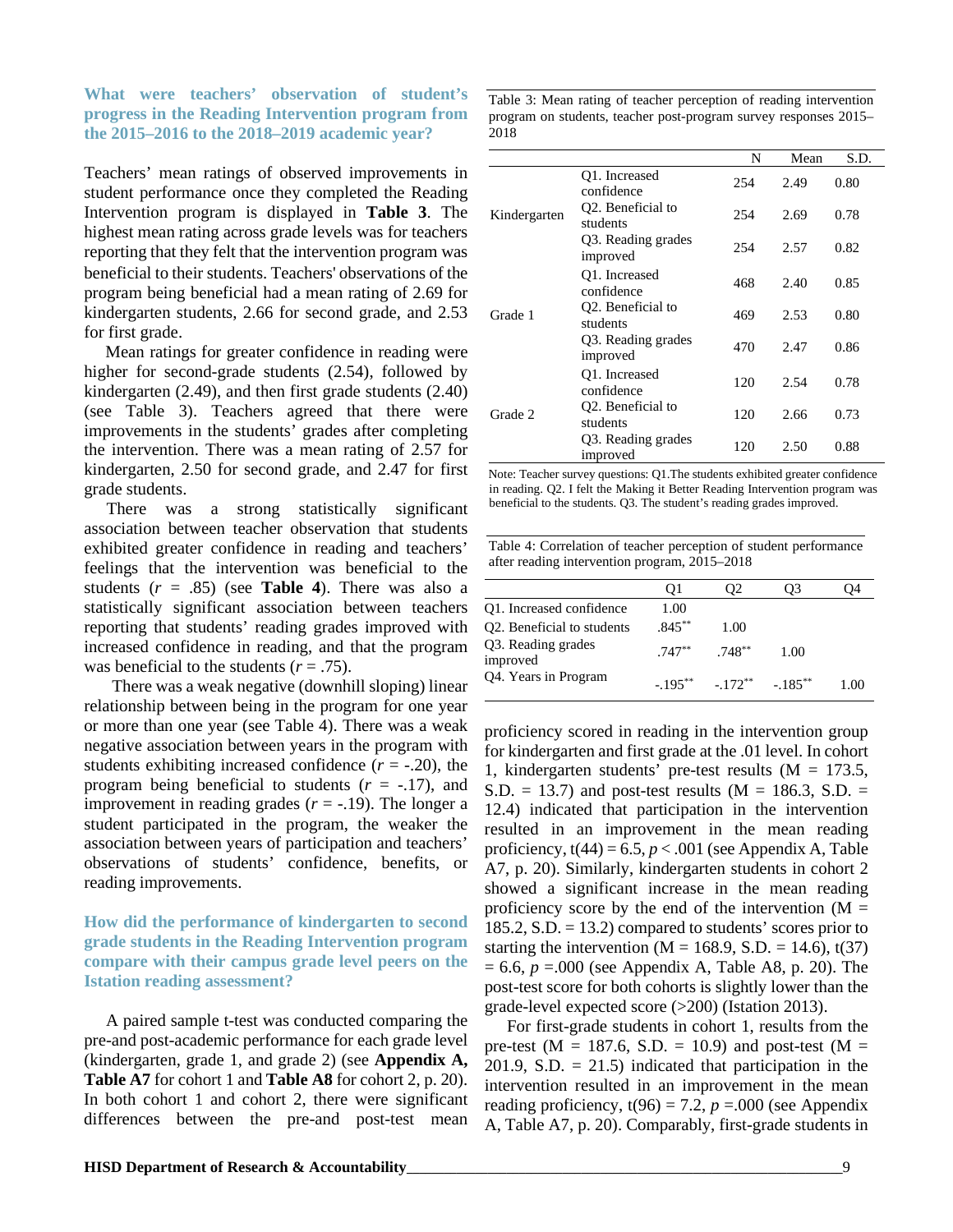### What were teachers' observation of student's progress in the Reading Intervention program from the 2015–2016 to the 2018–2019 academic year?

Teachers' mean ratings of observed improvements in student performance once they completed the Reading Intervention program is displayed in **Table 3**. The highest mean rating across grade levels was for teachers reporting that they felt that the intervention program was beneficial to their students. Teachers' observations of the program being beneficial had a mean rating of 2.69 for kindergarten students, 2.66 for second grade, and 2.53 for first grade.

Mean ratings for greater confidence in reading were higher for second-grade students (2.54), followed by kindergarten (2.49), and then first grade students (2.40) (see Table 3). Teachers agreed that there were improvements in the students' grades after completing the intervention. There was a mean rating of 2.57 for kindergarten, 2.50 for second grade, and 2.47 for first grade students.

There was a strong statistically significant association between teacher observation that students exhibited greater confidence in reading and teachers' feelings that the intervention was beneficial to the students ($r$ = .85) (see **Table 4**). There was also a statistically significant association between teachers reporting that students' reading grades improved with increased confidence in reading, and that the program was beneficial to the students ($r$ = .75).

There was a weak negative (downhill sloping) linear relationship between being in the program for one year or more than one year (see Table 4). There was a weak negative association between years in the program with students exhibiting increased confidence ($r$ = -.20), the program being beneficial to students ($r$ = -.17), and improvement in reading grades ($r$ = -.19). The longer a student participated in the program, the weaker the association between years of participation and teachers' observations of students' confidence, benefits, or reading improvements.

Table 3: Mean rating of teacher perception of reading intervention program on students, teacher post-program survey responses 2015–2018

| | | N | Mean | S.D. |
|---|---|---|---|---|
| Kindergarten | Q1. Increased confidence | 254 | 2.49 | 0.80 |
| | Q2. Beneficial to students | 254 | 2.69 | 0.78 |
| | Q3. Reading grades improved | 254 | 2.57 | 0.82 |
| Grade 1 | Q1. Increased confidence | 468 | 2.40 | 0.85 |
| | Q2. Beneficial to students | 469 | 2.53 | 0.80 |
| | Q3. Reading grades improved | 470 | 2.47 | 0.86 |
| Grade 2 | Q1. Increased confidence | 120 | 2.54 | 0.78 |
| | Q2. Beneficial to students | 120 | 2.66 | 0.73 |
| | Q3. Reading grades improved | 120 | 2.50 | 0.88 |

Note: Teacher survey questions: Q1.The students exhibited greater confidence in reading. Q2. I felt the Making it Better Reading Intervention program was beneficial to the students. Q3. The student's reading grades improved.

Table 4: Correlation of teacher perception of student performance after reading intervention program, 2015–2018

| | Q1 | Q2 | Q3 | Q4 |
|---|---|---|---|---|
| Q1. Increased confidence | 1.00 | | | |
| Q2. Beneficial to students | .845** | 1.00 | | |
| Q3. Reading grades improved | .747** | .748** | 1.00 | |
| Q4. Years in Program | -.195** | -.172** | -.185** | 1.00 |

### How did the performance of kindergarten to second grade students in the Reading Intervention program compare with their campus grade level peers on the Istation reading assessment?

A paired sample t-test was conducted comparing the pre-and post-academic performance for each grade level (kindergarten, grade 1, and grade 2) (see **Appendix A, Table A7** for cohort 1 and **Table A8** for cohort 2, p. 20). In both cohort 1 and cohort 2, there were significant differences between the pre-and post-test mean proficiency scored in reading in the intervention group for kindergarten and first grade at the .01 level. In cohort 1, kindergarten students' pre-test results (M = 173.5, S.D. = 13.7) and post-test results (M = 186.3, S.D. = 12.4) indicated that participation in the intervention resulted in an improvement in the mean reading proficiency, $t(44) = 6.5$, $p < .001$ (see Appendix A, Table A7, p. 20). Similarly, kindergarten students in cohort 2 showed a significant increase in the mean reading proficiency score by the end of the intervention (M = 185.2, S.D. = 13.2) compared to students' scores prior to starting the intervention (M = 168.9, S.D. = 14.6), $t(37) = 6.6$, $p$ =.000 (see Appendix A, Table A8, p. 20). The post-test score for both cohorts is slightly lower than the grade-level expected score (>200) (Istation 2013).

For first-grade students in cohort 1, results from the pre-test (M = 187.6, S.D. = 10.9) and post-test (M = 201.9, S.D. = 21.5) indicated that participation in the intervention resulted in an improvement in the mean reading proficiency, $t(96) = 7.2$, $p$ =.000 (see Appendix A, Table A7, p. 20). Comparably, first-grade students in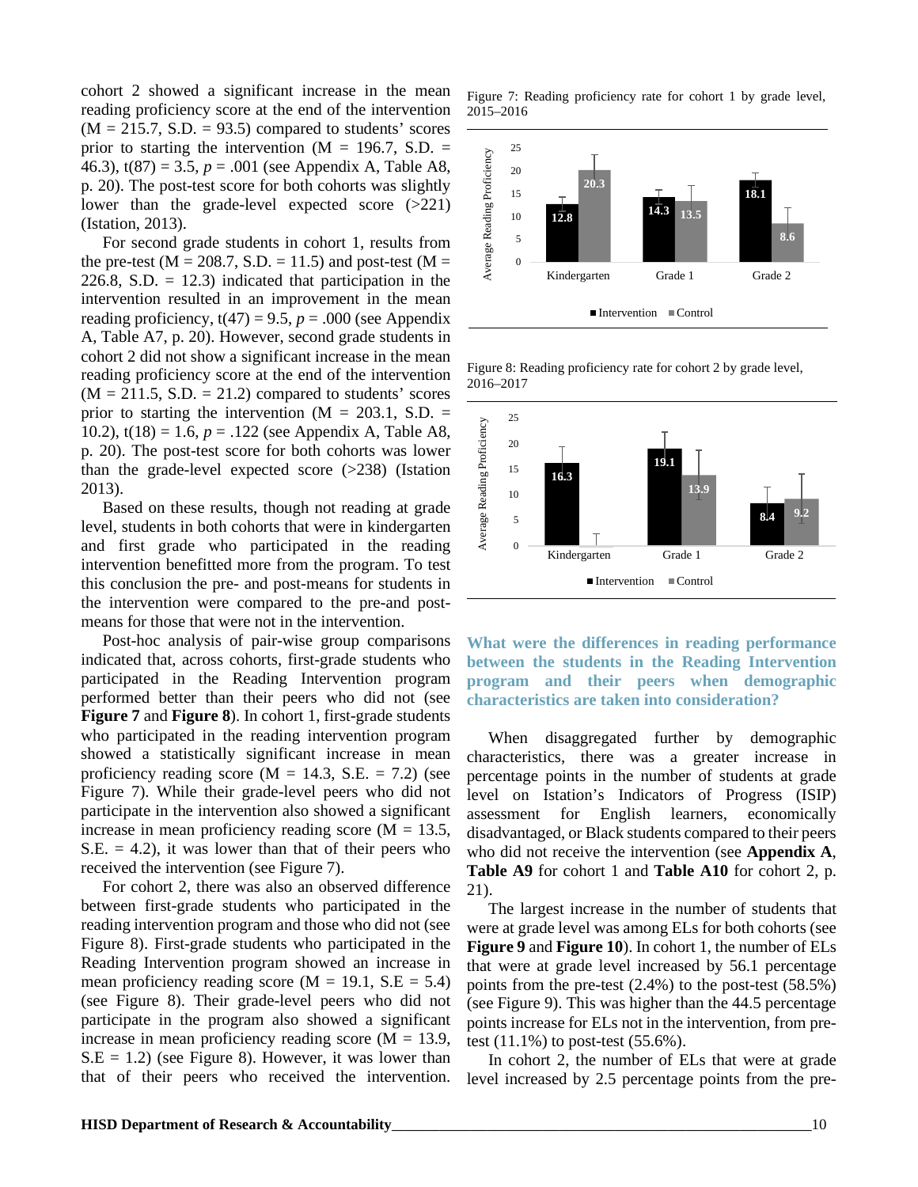cohort 2 showed a significant increase in the mean reading proficiency score at the end of the intervention (M = 215.7, S.D. = 93.5) compared to students' scores prior to starting the intervention (M = 196.7, S.D. = 46.3), t(87) = 3.5, *p* = .001 (see Appendix A, Table A8, p. 20). The post-test score for both cohorts was slightly lower than the grade-level expected score (>221) (Istation, 2013).

For second grade students in cohort 1, results from the pre-test (M = 208.7, S.D. = 11.5) and post-test (M = 226.8, S.D. = 12.3) indicated that participation in the intervention resulted in an improvement in the mean reading proficiency, t(47) = 9.5, *p* = .000 (see Appendix A, Table A7, p. 20). However, second grade students in cohort 2 did not show a significant increase in the mean reading proficiency score at the end of the intervention (M = 211.5, S.D. = 21.2) compared to students' scores prior to starting the intervention (M = 203.1, S.D. = 10.2), t(18) = 1.6, *p* = .122 (see Appendix A, Table A8, p. 20). The post-test score for both cohorts was lower than the grade-level expected score (>238) (Istation 2013).

Based on these results, though not reading at grade level, students in both cohorts that were in kindergarten and first grade who participated in the reading intervention benefitted more from the program. To test this conclusion the pre- and post-means for students in the intervention were compared to the pre-and post-means for those that were not in the intervention.

Post-hoc analysis of pair-wise group comparisons indicated that, across cohorts, first-grade students who participated in the Reading Intervention program performed better than their peers who did not (see **Figure 7** and **Figure 8**). In cohort 1, first-grade students who participated in the reading intervention program showed a statistically significant increase in mean proficiency reading score (M = 14.3, S.E. = 7.2) (see Figure 7). While their grade-level peers who did not participate in the intervention also showed a significant increase in mean proficiency reading score (M = 13.5, S.E. = 4.2), it was lower than that of their peers who received the intervention (see Figure 7).

For cohort 2, there was also an observed difference between first-grade students who participated in the reading intervention program and those who did not (see Figure 8). First-grade students who participated in the Reading Intervention program showed an increase in mean proficiency reading score (M = 19.1, S.E = 5.4) (see Figure 8). Their grade-level peers who did not participate in the program also showed a significant increase in mean proficiency reading score (M = 13.9, S.E = 1.2) (see Figure 8). However, it was lower than that of their peers who received the intervention.

Figure 7: Reading proficiency rate for cohort 1 by grade level, 2015–2016

| Average Reading Proficiency | Kindergarten | Grade 1 | Grade 2 |
|---|---|---|---|
| Intervention | 12.8 | 14.3 | 18.1 |
| Control | 20.3 | 13.5 | 8.6 |

Figure 8: Reading proficiency rate for cohort 2 by grade level, 2016–2017

| Average Reading Proficiency | Kindergarten | Grade 1 | Grade 2 |
|---|---|---|---|
| Intervention | 16.3 | 19.1 | 8.4 |
| Control | | 13.9 | 9.2 |

## What were the differences in reading performance between the students in the Reading Intervention program and their peers when demographic characteristics are taken into consideration?

When disaggregated further by demographic characteristics, there was a greater increase in percentage points in the number of students at grade level on Istation's Indicators of Progress (ISIP) assessment for English learners, economically disadvantaged, or Black students compared to their peers who did not receive the intervention (see **Appendix A**, **Table A9** for cohort 1 and **Table A10** for cohort 2, p. 21).

The largest increase in the number of students that were at grade level was among ELs for both cohorts (see **Figure 9** and **Figure 10**). In cohort 1, the number of ELs that were at grade level increased by 56.1 percentage points from the pre-test (2.4%) to the post-test (58.5%) (see Figure 9). This was higher than the 44.5 percentage points increase for ELs not in the intervention, from pre-test (11.1%) to post-test (55.6%).

In cohort 2, the number of ELs that were at grade level increased by 2.5 percentage points from the pre-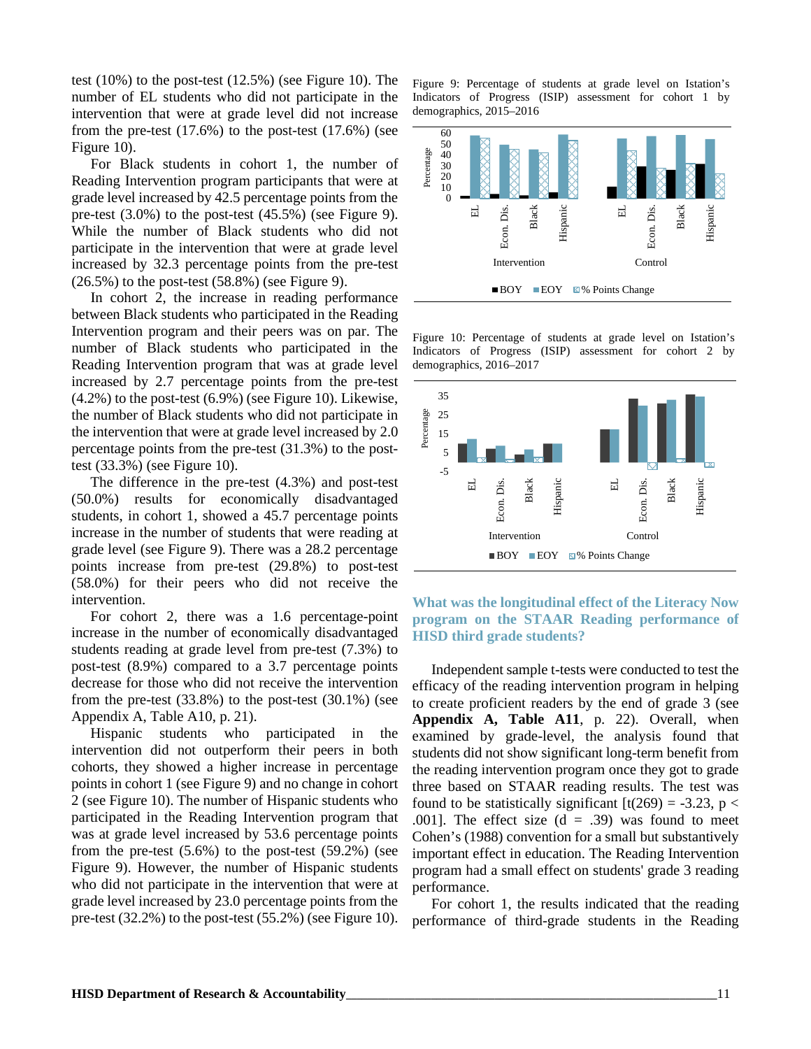test (10%) to the post-test (12.5%) (see Figure 10). The number of EL students who did not participate in the intervention that were at grade level did not increase from the pre-test (17.6%) to the post-test (17.6%) (see Figure 10).

For Black students in cohort 1, the number of Reading Intervention program participants that were at grade level increased by 42.5 percentage points from the pre-test (3.0%) to the post-test (45.5%) (see Figure 9). While the number of Black students who did not participate in the intervention that were at grade level increased by 32.3 percentage points from the pre-test (26.5%) to the post-test (58.8%) (see Figure 9).

In cohort 2, the increase in reading performance between Black students who participated in the Reading Intervention program and their peers was on par. The number of Black students who participated in the Reading Intervention program that was at grade level increased by 2.7 percentage points from the pre-test (4.2%) to the post-test (6.9%) (see Figure 10). Likewise, the number of Black students who did not participate in the intervention that were at grade level increased by 2.0 percentage points from the pre-test (31.3%) to the post-test (33.3%) (see Figure 10).

The difference in the pre-test (4.3%) and post-test (50.0%) results for economically disadvantaged students, in cohort 1, showed a 45.7 percentage points increase in the number of students that were reading at grade level (see Figure 9). There was a 28.2 percentage points increase from pre-test (29.8%) to post-test (58.0%) for their peers who did not receive the intervention.

For cohort 2, there was a 1.6 percentage-point increase in the number of economically disadvantaged students reading at grade level from pre-test (7.3%) to post-test (8.9%) compared to a 3.7 percentage points decrease for those who did not receive the intervention from the pre-test (33.8%) to the post-test (30.1%) (see Appendix A, Table A10, p. 21).

Hispanic students who participated in the intervention did not outperform their peers in both cohorts, they showed a higher increase in percentage points in cohort 1 (see Figure 9) and no change in cohort 2 (see Figure 10). The number of Hispanic students who participated in the Reading Intervention program that was at grade level increased by 53.6 percentage points from the pre-test (5.6%) to the post-test (59.2%) (see Figure 9). However, the number of Hispanic students who did not participate in the intervention that were at grade level increased by 23.0 percentage points from the pre-test (32.2%) to the post-test (55.2%) (see Figure 10).

Figure 9: Percentage of students at grade level on Istation's Indicators of Progress (ISIP) assessment for cohort 1 by demographics, 2015–2016

Figure 10: Percentage of students at grade level on Istation's Indicators of Progress (ISIP) assessment for cohort 2 by demographics, 2016–2017

### What was the longitudinal effect of the Literacy Now program on the STAAR Reading performance of HISD third grade students?

Independent sample t-tests were conducted to test the efficacy of the reading intervention program in helping to create proficient readers by the end of grade 3 (see **Appendix A, Table A11**, p. 22). Overall, when examined by grade-level, the analysis found that students did not show significant long-term benefit from the reading intervention program once they got to grade three based on STAAR reading results. The test was found to be statistically significant [$t(269) = -3.23$, $p < .001$]. The effect size ($d = .39$) was found to meet Cohen's (1988) convention for a small but substantively important effect in education. The Reading Intervention program had a small effect on students' grade 3 reading performance.

For cohort 1, the results indicated that the reading performance of third-grade students in the Reading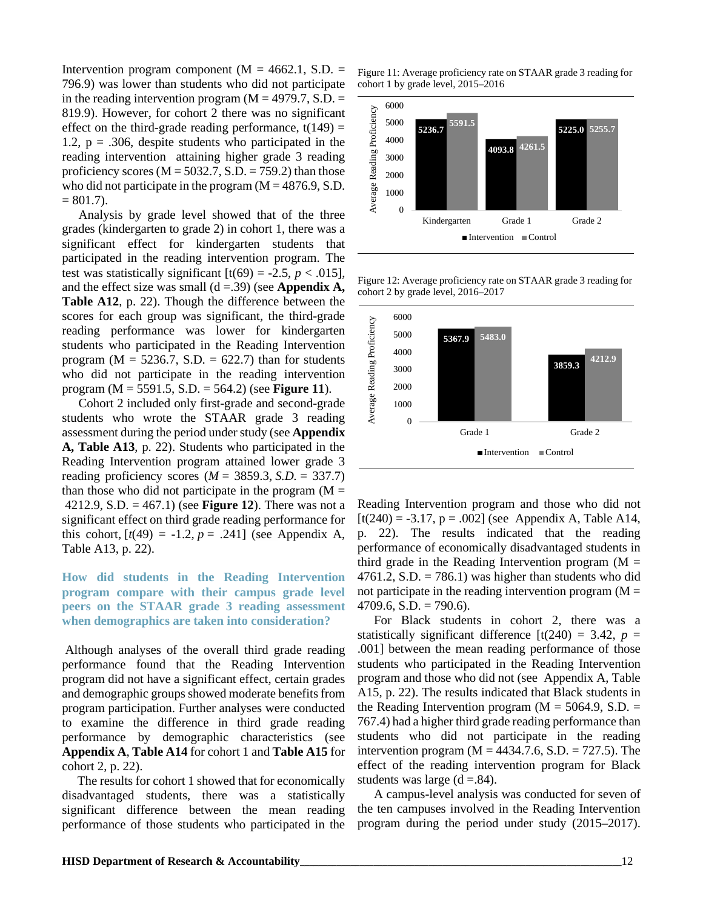Intervention program component (M = 4662.1, S.D. = 796.9) was lower than students who did not participate in the reading intervention program (M = 4979.7, S.D. = 819.9). However, for cohort 2 there was no significant effect on the third-grade reading performance, t(149) = 1.2, p = .306, despite students who participated in the reading intervention attaining higher grade 3 reading proficiency scores (M = 5032.7, S.D. = 759.2) than those who did not participate in the program (M = 4876.9, S.D. = 801.7).

Analysis by grade level showed that of the three grades (kindergarten to grade 2) in cohort 1, there was a significant effect for kindergarten students that participated in the reading intervention program. The test was statistically significant [t(69) = -2.5, *p* < .015], and the effect size was small (d =.39) (see **Appendix A, Table A12**, p. 22). Though the difference between the scores for each group was significant, the third-grade reading performance was lower for kindergarten students who participated in the Reading Intervention program (M = 5236.7, S.D. = 622.7) than for students who did not participate in the reading intervention program (M = 5591.5, S.D. = 564.2) (see **Figure 11**).

Cohort 2 included only first-grade and second-grade students who wrote the STAAR grade 3 reading assessment during the period under study (see **Appendix A, Table A13**, p. 22). Students who participated in the Reading Intervention program attained lower grade 3 reading proficiency scores (*M* = 3859.3, *S.D.* = 337.7) than those who did not participate in the program (M = 4212.9, S.D. = 467.1) (see **Figure 12**). There was not a significant effect on third grade reading performance for this cohort, [*t*(49) = -1.2, *p* = .241] (see Appendix A, Table A13, p. 22).

### How did students in the Reading Intervention program compare with their campus grade level peers on the STAAR grade 3 reading assessment when demographics are taken into consideration?

Although analyses of the overall third grade reading performance found that the Reading Intervention program did not have a significant effect, certain grades and demographic groups showed moderate benefits from program participation. Further analyses were conducted to examine the difference in third grade reading performance by demographic characteristics (see **Appendix A**, **Table A14** for cohort 1 and **Table A15** for cohort 2, p. 22).

The results for cohort 1 showed that for economically disadvantaged students, there was a statistically significant difference between the mean reading performance of those students who participated in the Reading Intervention program and those who did not [t(240) = -3.17, p = .002] (see Appendix A, Table A14, p. 22). The results indicated that the reading performance of economically disadvantaged students in third grade in the Reading Intervention program (M = 4761.2, S.D. = 786.1) was higher than students who did not participate in the reading intervention program (M = 4709.6, S.D. = 790.6).

For Black students in cohort 2, there was a statistically significant difference [t(240) = 3.42, *p* = .001] between the mean reading performance of those students who participated in the Reading Intervention program and those who did not (see Appendix A, Table A15, p. 22). The results indicated that Black students in the Reading Intervention program (M = 5064.9, S.D. = 767.4) had a higher third grade reading performance than students who did not participate in the reading intervention program (M = 4434.7.6, S.D. = 727.5). The effect of the reading intervention program for Black students was large (d =.84).

A campus-level analysis was conducted for seven of the ten campuses involved in the Reading Intervention program during the period under study (2015–2017).

Figure 11: Average proficiency rate on STAAR grade 3 reading for cohort 1 by grade level, 2015–2016

| Grade Level | Intervention | Control |
|---|---|---|
| Kindergarten | 5236.7 | 5591.5 |
| Grade 1 | 4093.8 | 4261.5 |
| Grade 2 | 5225.0 | 5255.7 |

Figure 12: Average proficiency rate on STAAR grade 3 reading for cohort 2 by grade level, 2016–2017

| Grade Level | Intervention | Control |
|---|---|---|
| Grade 1 | 5367.9 | 5483.0 |
| Grade 2 | 3859.3 | 4212.9 |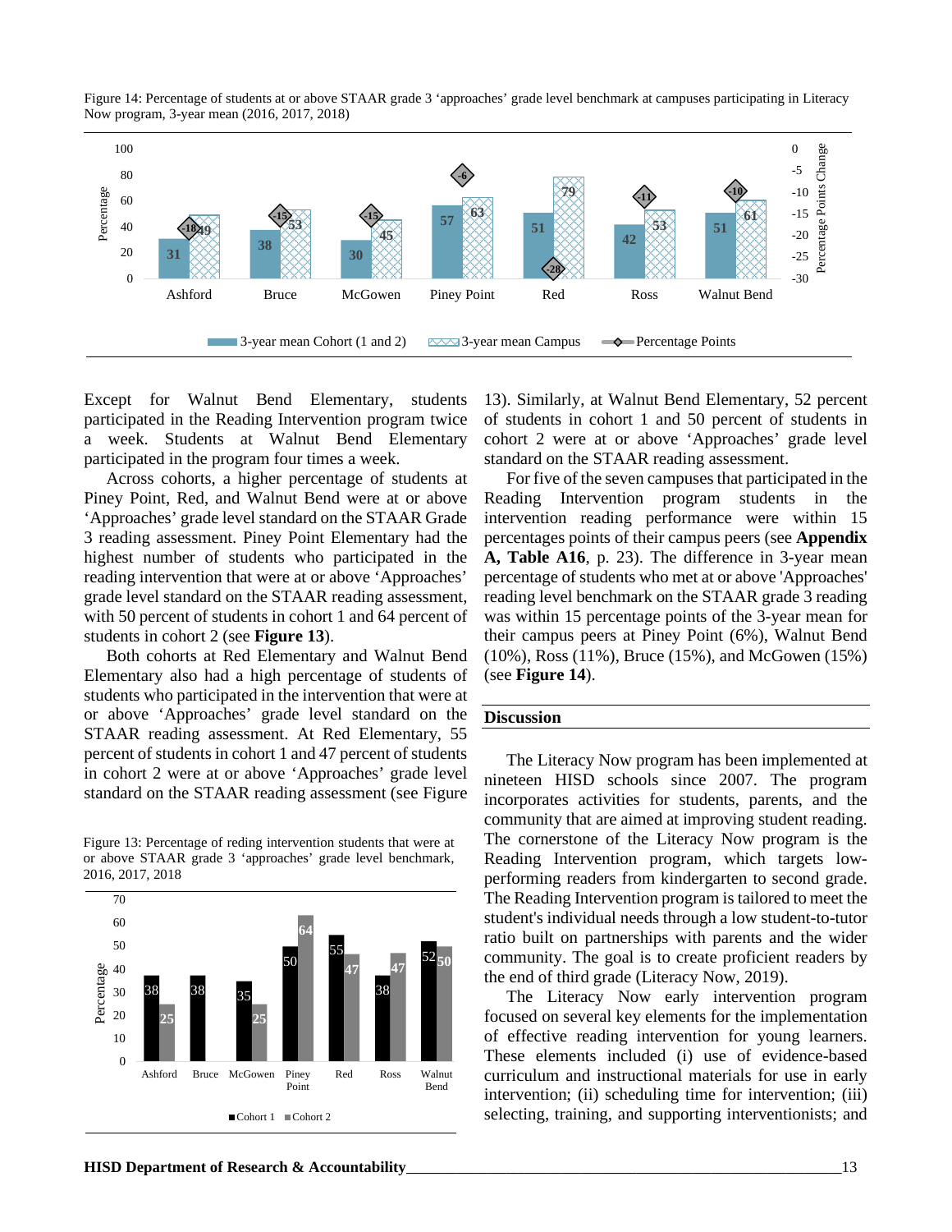Figure 14: Percentage of students at or above STAAR grade 3 'approaches' grade level benchmark at campuses participating in Literacy Now program, 3-year mean (2016, 2017, 2018)

| Campus | 3-year mean Cohort (1 and 2) | 3-year mean Campus | Percentage Points |
|---|---|---|---|
| Ashford | 31 | 49 | -18 |
| Bruce | 38 | 53 | -15 |
| McGowen | 30 | 45 | -15 |
| Piney Point | 57 | 63 | -6 |
| Red | 51 | 79 | -28 |
| Ross | 42 | 53 | -11 |
| Walnut Bend | 51 | 61 | -10 |

Except for Walnut Bend Elementary, students participated in the Reading Intervention program twice a week. Students at Walnut Bend Elementary participated in the program four times a week.

Across cohorts, a higher percentage of students at Piney Point, Red, and Walnut Bend were at or above 'Approaches' grade level standard on the STAAR Grade 3 reading assessment. Piney Point Elementary had the highest number of students who participated in the reading intervention that were at or above 'Approaches' grade level standard on the STAAR reading assessment, with 50 percent of students in cohort 1 and 64 percent of students in cohort 2 (see **Figure 13**).

Both cohorts at Red Elementary and Walnut Bend Elementary also had a high percentage of students of students who participated in the intervention that were at or above 'Approaches' grade level standard on the STAAR reading assessment. At Red Elementary, 55 percent of students in cohort 1 and 47 percent of students in cohort 2 were at or above 'Approaches' grade level standard on the STAAR reading assessment (see Figure 13). Similarly, at Walnut Bend Elementary, 52 percent of students in cohort 1 and 50 percent of students in cohort 2 were at or above 'Approaches' grade level standard on the STAAR reading assessment.

Figure 13: Percentage of reding intervention students that were at or above STAAR grade 3 'approaches' grade level benchmark, 2016, 2017, 2018

| Campus | Cohort 1 | Cohort 2 |
|---|---|---|
| Ashford | 38 | 25 |
| Bruce | 38 | |
| McGowen | 35 | 25 |
| Piney Point | 50 | 64 |
| Red | 55 | 47 |
| Ross | 38 | 47 |
| Walnut Bend | 52 | 50 |

For five of the seven campuses that participated in the Reading Intervention program students in the intervention reading performance were within 15 percentages points of their campus peers (see **Appendix A, Table A16**, p. 23). The difference in 3-year mean percentage of students who met at or above 'Approaches' reading level benchmark on the STAAR grade 3 reading was within 15 percentage points of the 3-year mean for their campus peers at Piney Point (6%), Walnut Bend (10%), Ross (11%), Bruce (15%), and McGowen (15%) (see **Figure 14**).

## Discussion

The Literacy Now program has been implemented at nineteen HISD schools since 2007. The program incorporates activities for students, parents, and the community that are aimed at improving student reading. The cornerstone of the Literacy Now program is the Reading Intervention program, which targets low-performing readers from kindergarten to second grade. The Reading Intervention program is tailored to meet the student's individual needs through a low student-to-tutor ratio built on partnerships with parents and the wider community. The goal is to create proficient readers by the end of third grade (Literacy Now, 2019).

The Literacy Now early intervention program focused on several key elements for the implementation of effective reading intervention for young learners. These elements included (i) use of evidence-based curriculum and instructional materials for use in early intervention; (ii) scheduling time for intervention; (iii) selecting, training, and supporting interventionists; and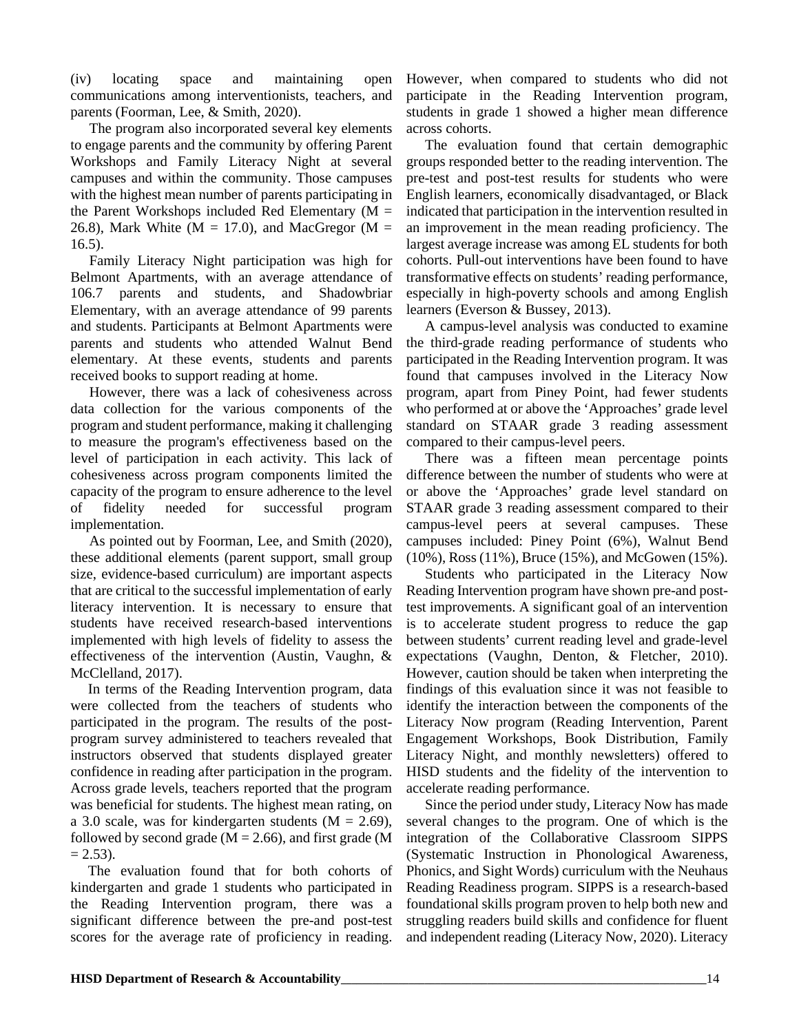(iv) locating space and maintaining open communications among interventionists, teachers, and parents (Foorman, Lee, & Smith, 2020).

The program also incorporated several key elements to engage parents and the community by offering Parent Workshops and Family Literacy Night at several campuses and within the community. Those campuses with the highest mean number of parents participating in the Parent Workshops included Red Elementary (M = 26.8), Mark White (M = 17.0), and MacGregor (M = 16.5).

Family Literacy Night participation was high for Belmont Apartments, with an average attendance of 106.7 parents and students, and Shadowbriar Elementary, with an average attendance of 99 parents and students. Participants at Belmont Apartments were parents and students who attended Walnut Bend elementary. At these events, students and parents received books to support reading at home.

However, there was a lack of cohesiveness across data collection for the various components of the program and student performance, making it challenging to measure the program's effectiveness based on the level of participation in each activity. This lack of cohesiveness across program components limited the capacity of the program to ensure adherence to the level of fidelity needed for successful program implementation.

As pointed out by Foorman, Lee, and Smith (2020), these additional elements (parent support, small group size, evidence-based curriculum) are important aspects that are critical to the successful implementation of early literacy intervention. It is necessary to ensure that students have received research-based interventions implemented with high levels of fidelity to assess the effectiveness of the intervention (Austin, Vaughn, & McClelland, 2017).

In terms of the Reading Intervention program, data were collected from the teachers of students who participated in the program. The results of the post-program survey administered to teachers revealed that instructors observed that students displayed greater confidence in reading after participation in the program. Across grade levels, teachers reported that the program was beneficial for students. The highest mean rating, on a 3.0 scale, was for kindergarten students (M = 2.69), followed by second grade (M = 2.66), and first grade (M = 2.53).

The evaluation found that for both cohorts of kindergarten and grade 1 students who participated in the Reading Intervention program, there was a significant difference between the pre-and post-test scores for the average rate of proficiency in reading. However, when compared to students who did not participate in the Reading Intervention program, students in grade 1 showed a higher mean difference across cohorts.

The evaluation found that certain demographic groups responded better to the reading intervention. The pre-test and post-test results for students who were English learners, economically disadvantaged, or Black indicated that participation in the intervention resulted in an improvement in the mean reading proficiency. The largest average increase was among EL students for both cohorts. Pull-out interventions have been found to have transformative effects on students' reading performance, especially in high-poverty schools and among English learners (Everson & Bussey, 2013).

A campus-level analysis was conducted to examine the third-grade reading performance of students who participated in the Reading Intervention program. It was found that campuses involved in the Literacy Now program, apart from Piney Point, had fewer students who performed at or above the 'Approaches' grade level standard on STAAR grade 3 reading assessment compared to their campus-level peers.

There was a fifteen mean percentage points difference between the number of students who were at or above the 'Approaches' grade level standard on STAAR grade 3 reading assessment compared to their campus-level peers at several campuses. These campuses included: Piney Point (6%), Walnut Bend (10%), Ross (11%), Bruce (15%), and McGowen (15%).

Students who participated in the Literacy Now Reading Intervention program have shown pre-and post-test improvements. A significant goal of an intervention is to accelerate student progress to reduce the gap between students' current reading level and grade-level expectations (Vaughn, Denton, & Fletcher, 2010). However, caution should be taken when interpreting the findings of this evaluation since it was not feasible to identify the interaction between the components of the Literacy Now program (Reading Intervention, Parent Engagement Workshops, Book Distribution, Family Literacy Night, and monthly newsletters) offered to HISD students and the fidelity of the intervention to accelerate reading performance.

Since the period under study, Literacy Now has made several changes to the program. One of which is the integration of the Collaborative Classroom SIPPS (Systematic Instruction in Phonological Awareness, Phonics, and Sight Words) curriculum with the Neuhaus Reading Readiness program. SIPPS is a research-based foundational skills program proven to help both new and struggling readers build skills and confidence for fluent and independent reading (Literacy Now, 2020). Literacy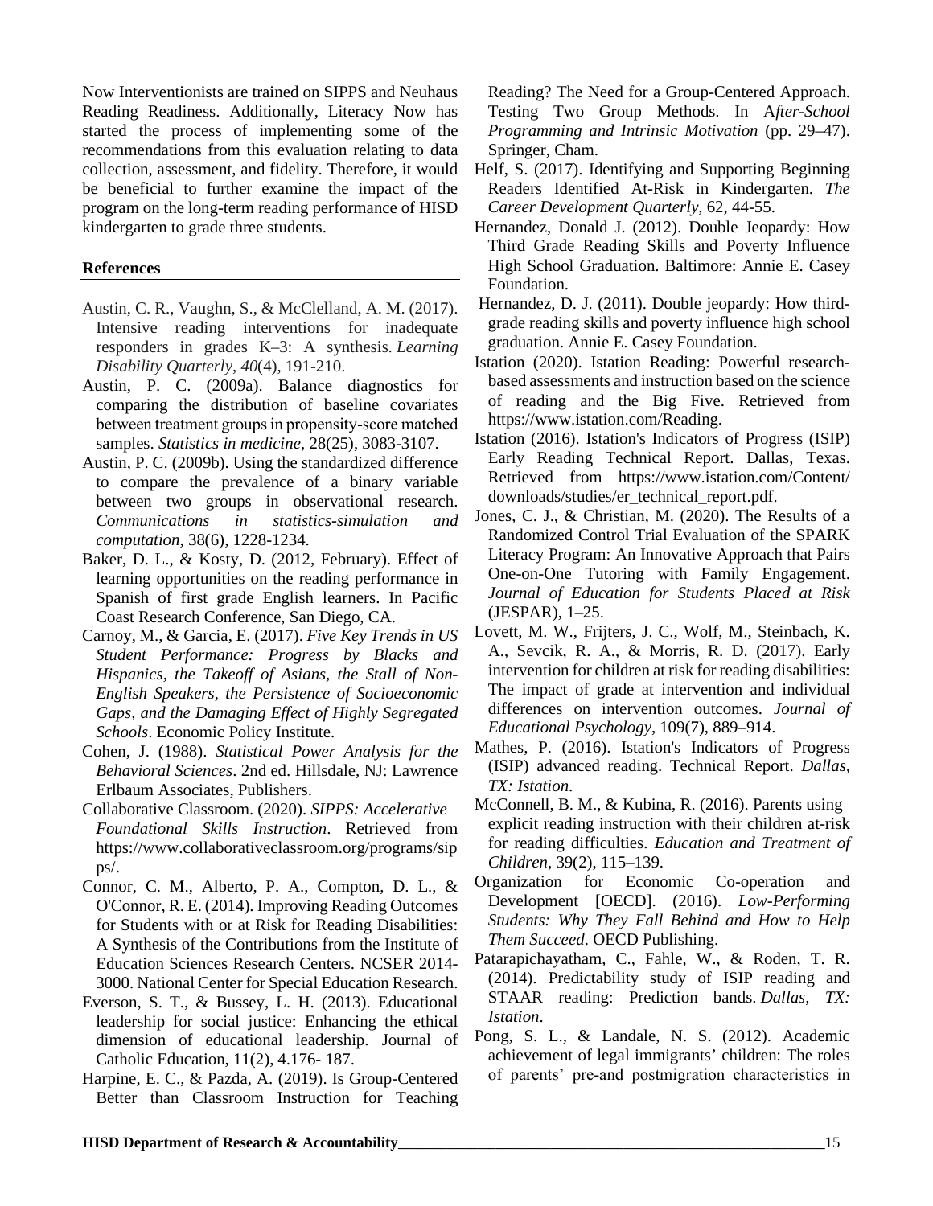Now Interventionists are trained on SIPPS and Neuhaus Reading Readiness. Additionally, Literacy Now has started the process of implementing some of the recommendations from this evaluation relating to data collection, assessment, and fidelity. Therefore, it would be beneficial to further examine the impact of the program on the long-term reading performance of HISD kindergarten to grade three students.

## References

Austin, C. R., Vaughn, S., & McClelland, A. M. (2017). Intensive reading interventions for inadequate responders in grades K–3: A synthesis. *Learning Disability Quarterly*, *40*(4), 191-210.

Austin, P. C. (2009a). Balance diagnostics for comparing the distribution of baseline covariates between treatment groups in propensity-score matched samples. *Statistics in medicine*, 28(25), 3083-3107.

Austin, P. C. (2009b). Using the standardized difference to compare the prevalence of a binary variable between two groups in observational research. *Communications in statistics-simulation and computation*, 38(6), 1228-1234.

Baker, D. L., & Kosty, D. (2012, February). Effect of learning opportunities on the reading performance in Spanish of first grade English learners. In Pacific Coast Research Conference, San Diego, CA.

Carnoy, M., & Garcia, E. (2017). *Five Key Trends in US Student Performance: Progress by Blacks and Hispanics, the Takeoff of Asians, the Stall of Non-English Speakers, the Persistence of Socioeconomic Gaps, and the Damaging Effect of Highly Segregated Schools*. Economic Policy Institute.

Cohen, J. (1988). *Statistical Power Analysis for the Behavioral Sciences*. 2nd ed. Hillsdale, NJ: Lawrence Erlbaum Associates, Publishers.

Collaborative Classroom. (2020). *SIPPS: Accelerative Foundational Skills Instruction*. Retrieved from https://www.collaborativeclassroom.org/programs/sipps/.

Connor, C. M., Alberto, P. A., Compton, D. L., & O'Connor, R. E. (2014). Improving Reading Outcomes for Students with or at Risk for Reading Disabilities: A Synthesis of the Contributions from the Institute of Education Sciences Research Centers. NCSER 2014-3000. National Center for Special Education Research.

Everson, S. T., & Bussey, L. H. (2013). Educational leadership for social justice: Enhancing the ethical dimension of educational leadership. Journal of Catholic Education, 11(2), 4.176- 187.

Harpine, E. C., & Pazda, A. (2019). Is Group-Centered Better than Classroom Instruction for Teaching Reading? The Need for a Group-Centered Approach. Testing Two Group Methods. In A*fter-School Programming and Intrinsic Motivation* (pp. 29–47). Springer, Cham.

Helf, S. (2017). Identifying and Supporting Beginning Readers Identified At-Risk in Kindergarten. *The Career Development Quarterly*, 62, 44-55.

Hernandez, Donald J. (2012). Double Jeopardy: How Third Grade Reading Skills and Poverty Influence High School Graduation. Baltimore: Annie E. Casey Foundation.

Hernandez, D. J. (2011). Double jeopardy: How third-grade reading skills and poverty influence high school graduation. Annie E. Casey Foundation.

Istation (2020). Istation Reading: Powerful research-based assessments and instruction based on the science of reading and the Big Five. Retrieved from https://www.istation.com/Reading.

Istation (2016). Istation's Indicators of Progress (ISIP) Early Reading Technical Report. Dallas, Texas. Retrieved from https://www.istation.com/Content/downloads/studies/er_technical_report.pdf.

Jones, C. J., & Christian, M. (2020). The Results of a Randomized Control Trial Evaluation of the SPARK Literacy Program: An Innovative Approach that Pairs One-on-One Tutoring with Family Engagement. *Journal of Education for Students Placed at Risk* (JESPAR), 1–25.

Lovett, M. W., Frijters, J. C., Wolf, M., Steinbach, K. A., Sevcik, R. A., & Morris, R. D. (2017). Early intervention for children at risk for reading disabilities: The impact of grade at intervention and individual differences on intervention outcomes. *Journal of Educational Psychology*, 109(7), 889–914.

Mathes, P. (2016). Istation's Indicators of Progress (ISIP) advanced reading. Technical Report. *Dallas, TX: Istation*.

McConnell, B. M., & Kubina, R. (2016). Parents using explicit reading instruction with their children at-risk for reading difficulties. *Education and Treatment of Children*, 39(2), 115–139.

Organization for Economic Co-operation and Development [OECD]. (2016). *Low-Performing Students: Why They Fall Behind and How to Help Them Succeed*. OECD Publishing.

Patarapichayatham, C., Fahle, W., & Roden, T. R. (2014). Predictability study of ISIP reading and STAAR reading: Prediction bands. *Dallas, TX: Istation*.

Pong, S. L., & Landale, N. S. (2012). Academic achievement of legal immigrants' children: The roles of parents' pre-and postmigration characteristics in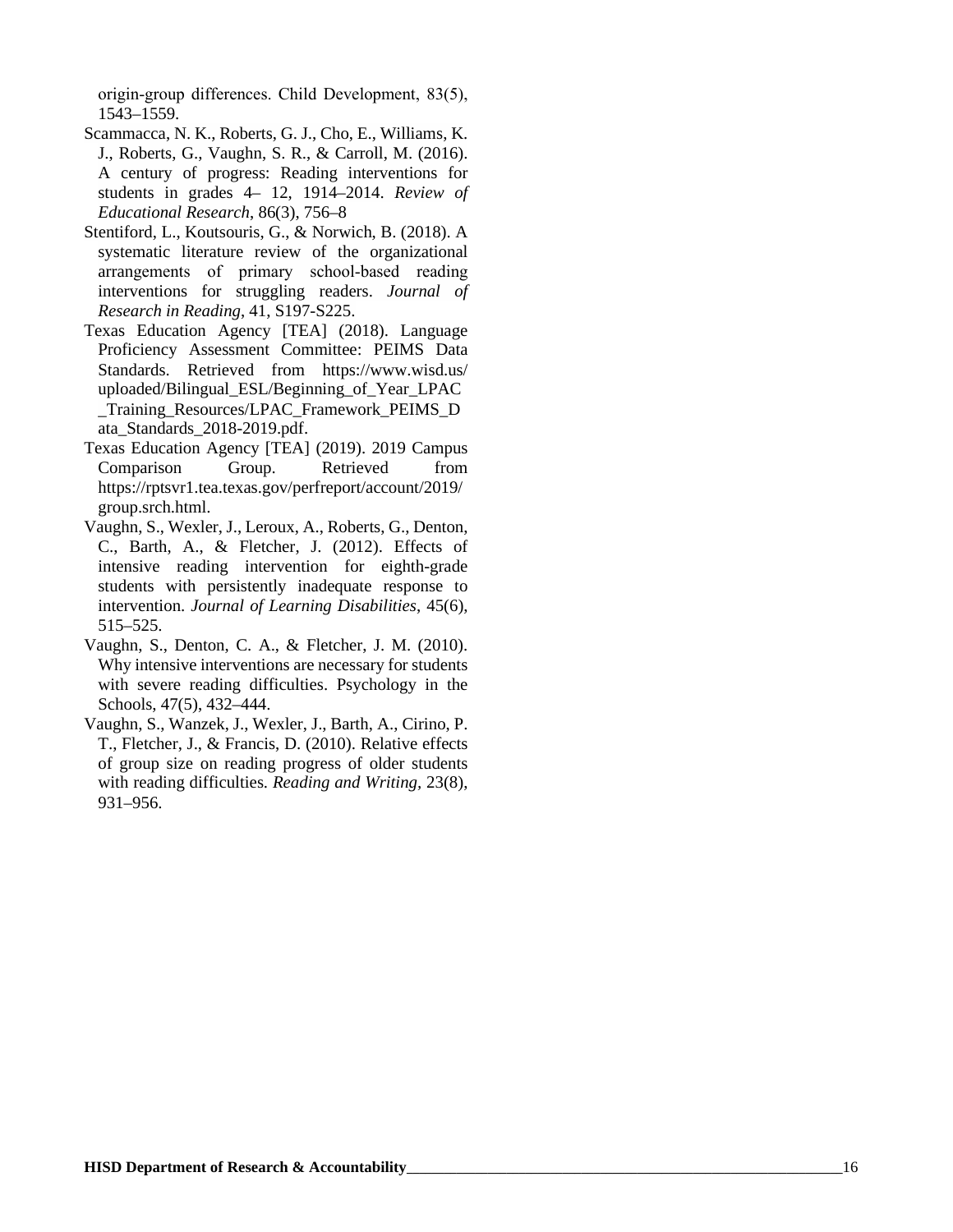origin-group differences. Child Development, 83(5), 1543–1559.

Scammacca, N. K., Roberts, G. J., Cho, E., Williams, K. J., Roberts, G., Vaughn, S. R., & Carroll, M. (2016). A century of progress: Reading interventions for students in grades 4– 12, 1914–2014. *Review of Educational Research*, 86(3), 756–8

Stentiford, L., Koutsouris, G., & Norwich, B. (2018). A systematic literature review of the organizational arrangements of primary school-based reading interventions for struggling readers. *Journal of Research in Reading*, 41, S197-S225.

Texas Education Agency [TEA] (2018). Language Proficiency Assessment Committee: PEIMS Data Standards. Retrieved from https://www.wisd.us/uploaded/Bilingual_ESL/Beginning_of_Year_LPAC_Training_Resources/LPAC_Framework_PEIMS_Data_Standards_2018-2019.pdf.

Texas Education Agency [TEA] (2019). 2019 Campus Comparison Group. Retrieved from https://rptsvr1.tea.texas.gov/perfreport/account/2019/group.srch.html.

Vaughn, S., Wexler, J., Leroux, A., Roberts, G., Denton, C., Barth, A., & Fletcher, J. (2012). Effects of intensive reading intervention for eighth-grade students with persistently inadequate response to intervention. *Journal of Learning Disabilities*, 45(6), 515–525.

Vaughn, S., Denton, C. A., & Fletcher, J. M. (2010). Why intensive interventions are necessary for students with severe reading difficulties. Psychology in the Schools, 47(5), 432–444.

Vaughn, S., Wanzek, J., Wexler, J., Barth, A., Cirino, P. T., Fletcher, J., & Francis, D. (2010). Relative effects of group size on reading progress of older students with reading difficulties. *Reading and Writing*, 23(8), 931–956.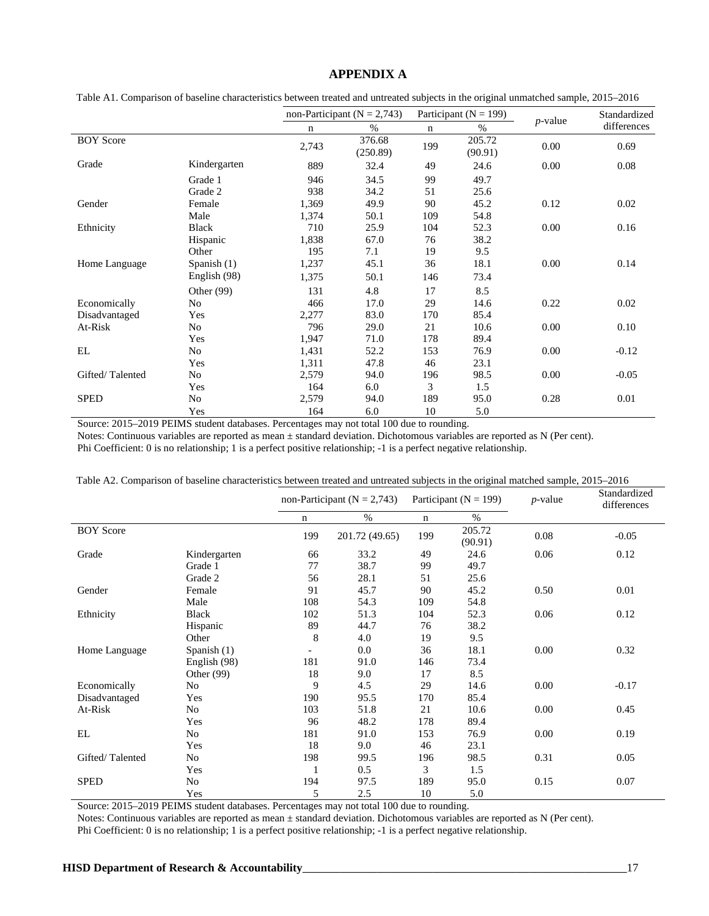# APPENDIX A

Table A1. Comparison of baseline characteristics between treated and untreated subjects in the original unmatched sample, 2015–2016

| | | non-Participant (N = 2,743) | | Participant (N = 199) | | *p*-value | Standardized differences |
|---|---|---|---|---|---|---|---|
| | | n | % | n | % | | |
| BOY Score | | 2,743 | 376.68 (250.89) | 199 | 205.72 (90.91) | 0.00 | 0.69 |
| Grade | Kindergarten | 889 | 32.4 | 49 | 24.6 | 0.00 | 0.08 |
| | Grade 1 | 946 | 34.5 | 99 | 49.7 | | |
| | Grade 2 | 938 | 34.2 | 51 | 25.6 | | |
| Gender | Female | 1,369 | 49.9 | 90 | 45.2 | 0.12 | 0.02 |
| | Male | 1,374 | 50.1 | 109 | 54.8 | | |
| Ethnicity | Black | 710 | 25.9 | 104 | 52.3 | 0.00 | 0.16 |
| | Hispanic | 1,838 | 67.0 | 76 | 38.2 | | |
| | Other | 195 | 7.1 | 19 | 9.5 | | |
| Home Language | Spanish (1) | 1,237 | 45.1 | 36 | 18.1 | 0.00 | 0.14 |
| | English (98) | 1,375 | 50.1 | 146 | 73.4 | | |
| | Other (99) | 131 | 4.8 | 17 | 8.5 | | |
| Economically Disadvantaged | No | 466 | 17.0 | 29 | 14.6 | 0.22 | 0.02 |
| | Yes | 2,277 | 83.0 | 170 | 85.4 | | |
| At-Risk | No | 796 | 29.0 | 21 | 10.6 | 0.00 | 0.10 |
| | Yes | 1,947 | 71.0 | 178 | 89.4 | | |
| EL | No | 1,431 | 52.2 | 153 | 76.9 | 0.00 | -0.12 |
| | Yes | 1,311 | 47.8 | 46 | 23.1 | | |
| Gifted/ Talented | No | 2,579 | 94.0 | 196 | 98.5 | 0.00 | -0.05 |
| | Yes | 164 | 6.0 | 3 | 1.5 | | |
| SPED | No | 2,579 | 94.0 | 189 | 95.0 | 0.28 | 0.01 |
| | Yes | 164 | 6.0 | 10 | 5.0 | | |

Source: 2015–2019 PEIMS student databases. Percentages may not total 100 due to rounding.
Notes: Continuous variables are reported as mean ± standard deviation. Dichotomous variables are reported as N (Per cent).
Phi Coefficient: 0 is no relationship; 1 is a perfect positive relationship; -1 is a perfect negative relationship.

Table A2. Comparison of baseline characteristics between treated and untreated subjects in the original matched sample, 2015–2016

| | | non-Participant (N = 2,743) | | Participant (N = 199) | | *p*-value | Standardized differences |
|---|---|---|---|---|---|---|---|
| | | n | % | n | % | | |
| BOY Score | | 199 | 201.72 (49.65) | 199 | 205.72 (90.91) | 0.08 | -0.05 |
| Grade | Kindergarten | 66 | 33.2 | 49 | 24.6 | 0.06 | 0.12 |
| | Grade 1 | 77 | 38.7 | 99 | 49.7 | | |
| | Grade 2 | 56 | 28.1 | 51 | 25.6 | | |
| Gender | Female | 91 | 45.7 | 90 | 45.2 | 0.50 | 0.01 |
| | Male | 108 | 54.3 | 109 | 54.8 | | |
| Ethnicity | Black | 102 | 51.3 | 104 | 52.3 | 0.06 | 0.12 |
| | Hispanic | 89 | 44.7 | 76 | 38.2 | | |
| | Other | 8 | 4.0 | 19 | 9.5 | | |
| Home Language | Spanish (1) | - | 0.0 | 36 | 18.1 | 0.00 | 0.32 |
| | English (98) | 181 | 91.0 | 146 | 73.4 | | |
| | Other (99) | 18 | 9.0 | 17 | 8.5 | | |
| Economically Disadvantaged | No | 9 | 4.5 | 29 | 14.6 | 0.00 | -0.17 |
| | Yes | 190 | 95.5 | 170 | 85.4 | | |
| At-Risk | No | 103 | 51.8 | 21 | 10.6 | 0.00 | 0.45 |
| | Yes | 96 | 48.2 | 178 | 89.4 | | |
| EL | No | 181 | 91.0 | 153 | 76.9 | 0.00 | 0.19 |
| | Yes | 18 | 9.0 | 46 | 23.1 | | |
| Gifted/ Talented | No | 198 | 99.5 | 196 | 98.5 | 0.31 | 0.05 |
| | Yes | 1 | 0.5 | 3 | 1.5 | | |
| SPED | No | 194 | 97.5 | 189 | 95.0 | 0.15 | 0.07 |
| | Yes | 5 | 2.5 | 10 | 5.0 | | |

Source: 2015–2019 PEIMS student databases. Percentages may not total 100 due to rounding.
Notes: Continuous variables are reported as mean ± standard deviation. Dichotomous variables are reported as N (Per cent).
Phi Coefficient: 0 is no relationship; 1 is a perfect positive relationship; -1 is a perfect negative relationship.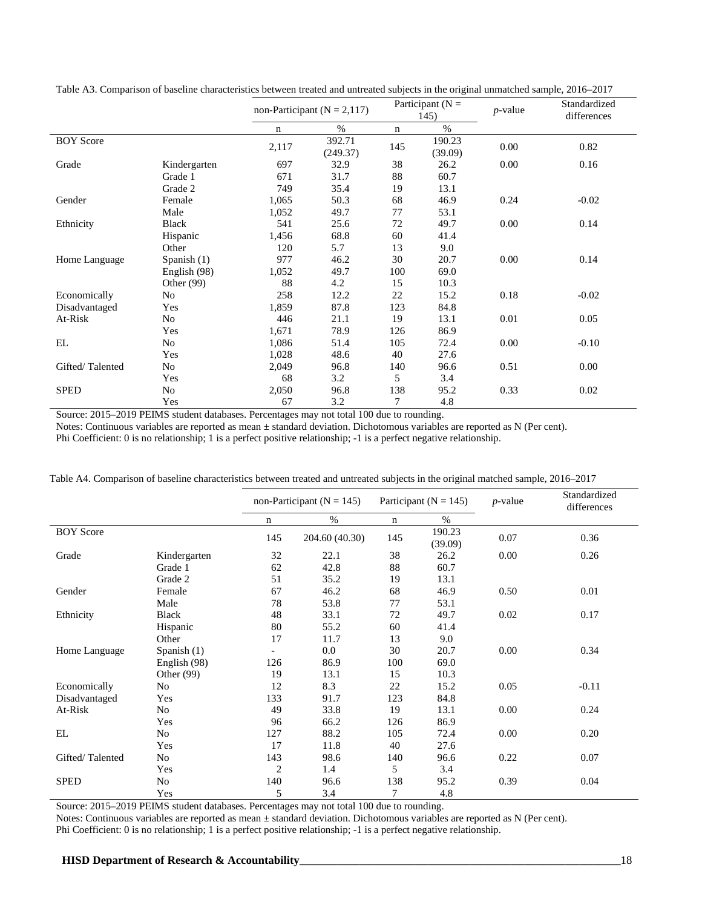Table A3. Comparison of baseline characteristics between treated and untreated subjects in the original unmatched sample, 2016–2017

| | | non-Participant (N = 2,117) | | Participant (N = 145) | | *p*-value | Standardized differences |
|---|---|---|---|---|---|---|---|
| | | n | % | n | % | | |
| BOY Score | | 2,117 | 392.71 (249.37) | 145 | 190.23 (39.09) | 0.00 | 0.82 |
| Grade | Kindergarten | 697 | 32.9 | 38 | 26.2 | 0.00 | 0.16 |
| | Grade 1 | 671 | 31.7 | 88 | 60.7 | | |
| | Grade 2 | 749 | 35.4 | 19 | 13.1 | | |
| Gender | Female | 1,065 | 50.3 | 68 | 46.9 | 0.24 | -0.02 |
| | Male | 1,052 | 49.7 | 77 | 53.1 | | |
| Ethnicity | Black | 541 | 25.6 | 72 | 49.7 | 0.00 | 0.14 |
| | Hispanic | 1,456 | 68.8 | 60 | 41.4 | | |
| | Other | 120 | 5.7 | 13 | 9.0 | | |
| Home Language | Spanish (1) | 977 | 46.2 | 30 | 20.7 | 0.00 | 0.14 |
| | English (98) | 1,052 | 49.7 | 100 | 69.0 | | |
| | Other (99) | 88 | 4.2 | 15 | 10.3 | | |
| Economically Disadvantaged | No | 258 | 12.2 | 22 | 15.2 | 0.18 | -0.02 |
| | Yes | 1,859 | 87.8 | 123 | 84.8 | | |
| At-Risk | No | 446 | 21.1 | 19 | 13.1 | 0.01 | 0.05 |
| | Yes | 1,671 | 78.9 | 126 | 86.9 | | |
| EL | No | 1,086 | 51.4 | 105 | 72.4 | 0.00 | -0.10 |
| | Yes | 1,028 | 48.6 | 40 | 27.6 | | |
| Gifted/ Talented | No | 2,049 | 96.8 | 140 | 96.6 | 0.51 | 0.00 |
| | Yes | 68 | 3.2 | 5 | 3.4 | | |
| SPED | No | 2,050 | 96.8 | 138 | 95.2 | 0.33 | 0.02 |
| | Yes | 67 | 3.2 | 7 | 4.8 | | |

Source: 2015–2019 PEIMS student databases. Percentages may not total 100 due to rounding.
Notes: Continuous variables are reported as mean ± standard deviation. Dichotomous variables are reported as N (Per cent).
Phi Coefficient: 0 is no relationship; 1 is a perfect positive relationship; -1 is a perfect negative relationship.

Table A4. Comparison of baseline characteristics between treated and untreated subjects in the original matched sample, 2016–2017

| | | non-Participant (N = 145) | | Participant (N = 145) | | *p*-value | Standardized differences |
|---|---|---|---|---|---|---|---|
| | | n | % | n | % | | |
| BOY Score | | 145 | 204.60 (40.30) | 145 | 190.23 (39.09) | 0.07 | 0.36 |
| Grade | Kindergarten | 32 | 22.1 | 38 | 26.2 | 0.00 | 0.26 |
| | Grade 1 | 62 | 42.8 | 88 | 60.7 | | |
| | Grade 2 | 51 | 35.2 | 19 | 13.1 | | |
| Gender | Female | 67 | 46.2 | 68 | 46.9 | 0.50 | 0.01 |
| | Male | 78 | 53.8 | 77 | 53.1 | | |
| Ethnicity | Black | 48 | 33.1 | 72 | 49.7 | 0.02 | 0.17 |
| | Hispanic | 80 | 55.2 | 60 | 41.4 | | |
| | Other | 17 | 11.7 | 13 | 9.0 | | |
| Home Language | Spanish (1) | - | 0.0 | 30 | 20.7 | 0.00 | 0.34 |
| | English (98) | 126 | 86.9 | 100 | 69.0 | | |
| | Other (99) | 19 | 13.1 | 15 | 10.3 | | |
| Economically Disadvantaged | No | 12 | 8.3 | 22 | 15.2 | 0.05 | -0.11 |
| | Yes | 133 | 91.7 | 123 | 84.8 | | |
| At-Risk | No | 49 | 33.8 | 19 | 13.1 | 0.00 | 0.24 |
| | Yes | 96 | 66.2 | 126 | 86.9 | | |
| EL | No | 127 | 88.2 | 105 | 72.4 | 0.00 | 0.20 |
| | Yes | 17 | 11.8 | 40 | 27.6 | | |
| Gifted/ Talented | No | 143 | 98.6 | 140 | 96.6 | 0.22 | 0.07 |
| | Yes | 2 | 1.4 | 5 | 3.4 | | |
| SPED | No | 140 | 96.6 | 138 | 95.2 | 0.39 | 0.04 |
| | Yes | 5 | 3.4 | 7 | 4.8 | | |

Source: 2015–2019 PEIMS student databases. Percentages may not total 100 due to rounding.
Notes: Continuous variables are reported as mean ± standard deviation. Dichotomous variables are reported as N (Per cent).
Phi Coefficient: 0 is no relationship; 1 is a perfect positive relationship; -1 is a perfect negative relationship.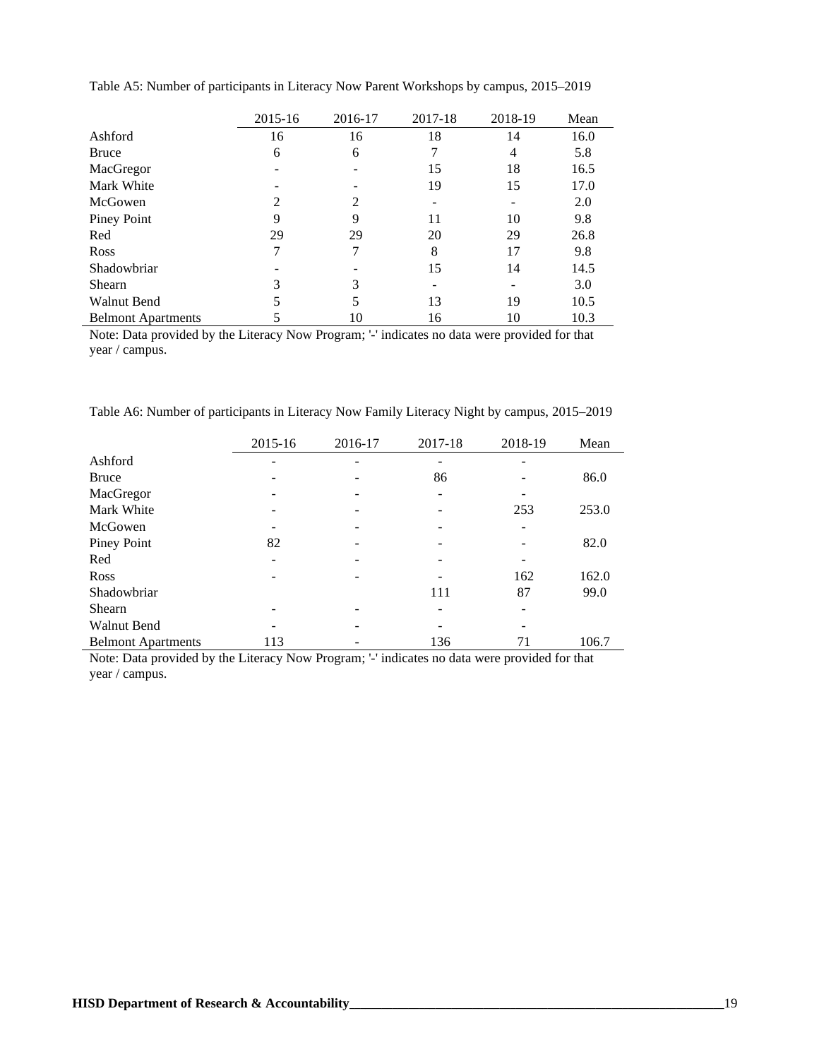Table A5: Number of participants in Literacy Now Parent Workshops by campus, 2015–2019

| | 2015-16 | 2016-17 | 2017-18 | 2018-19 | Mean |
|---|---|---|---|---|---|
| Ashford | 16 | 16 | 18 | 14 | 16.0 |
| Bruce | 6 | 6 | 7 | 4 | 5.8 |
| MacGregor | - | - | 15 | 18 | 16.5 |
| Mark White | - | - | 19 | 15 | 17.0 |
| McGowen | 2 | 2 | - | - | 2.0 |
| Piney Point | 9 | 9 | 11 | 10 | 9.8 |
| Red | 29 | 29 | 20 | 29 | 26.8 |
| Ross | 7 | 7 | 8 | 17 | 9.8 |
| Shadowbriar | - | - | 15 | 14 | 14.5 |
| Shearn | 3 | 3 | - | - | 3.0 |
| Walnut Bend | 5 | 5 | 13 | 19 | 10.5 |
| Belmont Apartments | 5 | 10 | 16 | 10 | 10.3 |

Note: Data provided by the Literacy Now Program; '-' indicates no data were provided for that year / campus.

Table A6: Number of participants in Literacy Now Family Literacy Night by campus, 2015–2019

| | 2015-16 | 2016-17 | 2017-18 | 2018-19 | Mean |
|---|---|---|---|---|---|
| Ashford | - | - | - | - | |
| Bruce | - | - | 86 | - | 86.0 |
| MacGregor | - | - | - | - | |
| Mark White | - | - | - | 253 | 253.0 |
| McGowen | - | - | - | - | |
| Piney Point | 82 | - | - | - | 82.0 |
| Red | - | - | - | - | |
| Ross | - | - | - | 162 | 162.0 |
| Shadowbriar | | | 111 | 87 | 99.0 |
| Shearn | - | - | - | - | |
| Walnut Bend | - | - | - | - | |
| Belmont Apartments | 113 | - | 136 | 71 | 106.7 |

Note: Data provided by the Literacy Now Program; '-' indicates no data were provided for that year / campus.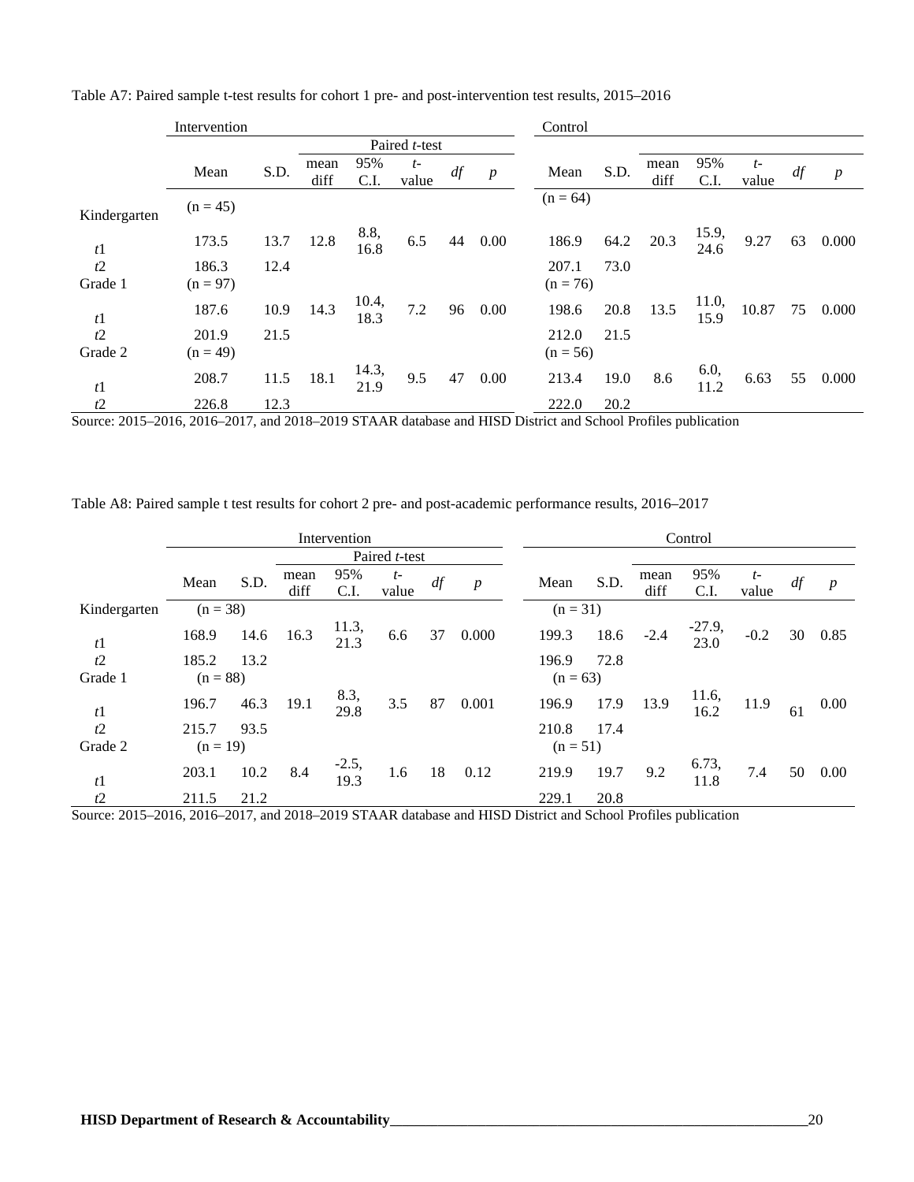Table A7: Paired sample t-test results for cohort 1 pre- and post-intervention test results, 2015–2016

| | Intervention | | | | | | | Control | | | | | | |
|---|---|---|---|---|---|---|---|---|---|---|---|---|---|---|
| | | | Paired *t*-test | | | | | | | | | | | |
| | Mean | S.D. | mean diff | 95% C.I. | *t*-value | *df* | *p* | Mean | S.D. | mean diff | 95% C.I. | *t*-value | *df* | *p* |
| Kindergarten | (n = 45) | | | | | | | (n = 64) | | | | | | |
| *t*1 | 173.5 | 13.7 | 12.8 | 8.8, 16.8 | 6.5 | 44 | 0.00 | 186.9 | 64.2 | 20.3 | 15.9, 24.6 | 9.27 | 63 | 0.000 |
| *t*2 | 186.3 | 12.4 | | | | | | 207.1 | 73.0 | | | | | |
| Grade 1 | (n = 97) | | | | | | | (n = 76) | | | | | | |
| *t*1 | 187.6 | 10.9 | 14.3 | 10.4, 18.3 | 7.2 | 96 | 0.00 | 198.6 | 20.8 | 13.5 | 11.0, 15.9 | 10.87 | 75 | 0.000 |
| *t*2 | 201.9 | 21.5 | | | | | | 212.0 | 21.5 | | | | | |
| Grade 2 | (n = 49) | | | | | | | (n = 56) | | | | | | |
| *t*1 | 208.7 | 11.5 | 18.1 | 14.3, 21.9 | 9.5 | 47 | 0.00 | 213.4 | 19.0 | 8.6 | 6.0, 11.2 | 6.63 | 55 | 0.000 |
| *t*2 | 226.8 | 12.3 | | | | | | 222.0 | 20.2 | | | | | |

Source: 2015–2016, 2016–2017, and 2018–2019 STAAR database and HISD District and School Profiles publication

Table A8: Paired sample t test results for cohort 2 pre- and post-academic performance results, 2016–2017

| | Intervention | | | | | | | Control | | | | | | |
|---|---|---|---|---|---|---|---|---|---|---|---|---|---|---|
| | | | Paired *t*-test | | | | | | | | | | | |
| | Mean | S.D. | mean diff | 95% C.I. | *t*-value | *df* | *p* | Mean | S.D. | mean diff | 95% C.I. | *t*-value | *df* | *p* |
| Kindergarten | (n = 38) | | | | | | | (n = 31) | | | | | | |
| *t*1 | 168.9 | 14.6 | 16.3 | 11.3, 21.3 | 6.6 | 37 | 0.000 | 199.3 | 18.6 | -2.4 | -27.9, 23.0 | -0.2 | 30 | 0.85 |
| *t*2 | 185.2 | 13.2 | | | | | | 196.9 | 72.8 | | | | | |
| Grade 1 | (n = 88) | | | | | | | (n = 63) | | | | | | |
| *t*1 | 196.7 | 46.3 | 19.1 | 8.3, 29.8 | 3.5 | 87 | 0.001 | 196.9 | 17.9 | 13.9 | 11.6, 16.2 | 11.9 | 61 | 0.00 |
| *t*2 | 215.7 | 93.5 | | | | | | 210.8 | 17.4 | | | | | |
| Grade 2 | (n = 19) | | | | | | | (n = 51) | | | | | | |
| *t*1 | 203.1 | 10.2 | 8.4 | -2.5, 19.3 | 1.6 | 18 | 0.12 | 219.9 | 19.7 | 9.2 | 6.73, 11.8 | 7.4 | 50 | 0.00 |
| *t*2 | 211.5 | 21.2 | | | | | | 229.1 | 20.8 | | | | | |

Source: 2015–2016, 2016–2017, and 2018–2019 STAAR database and HISD District and School Profiles publication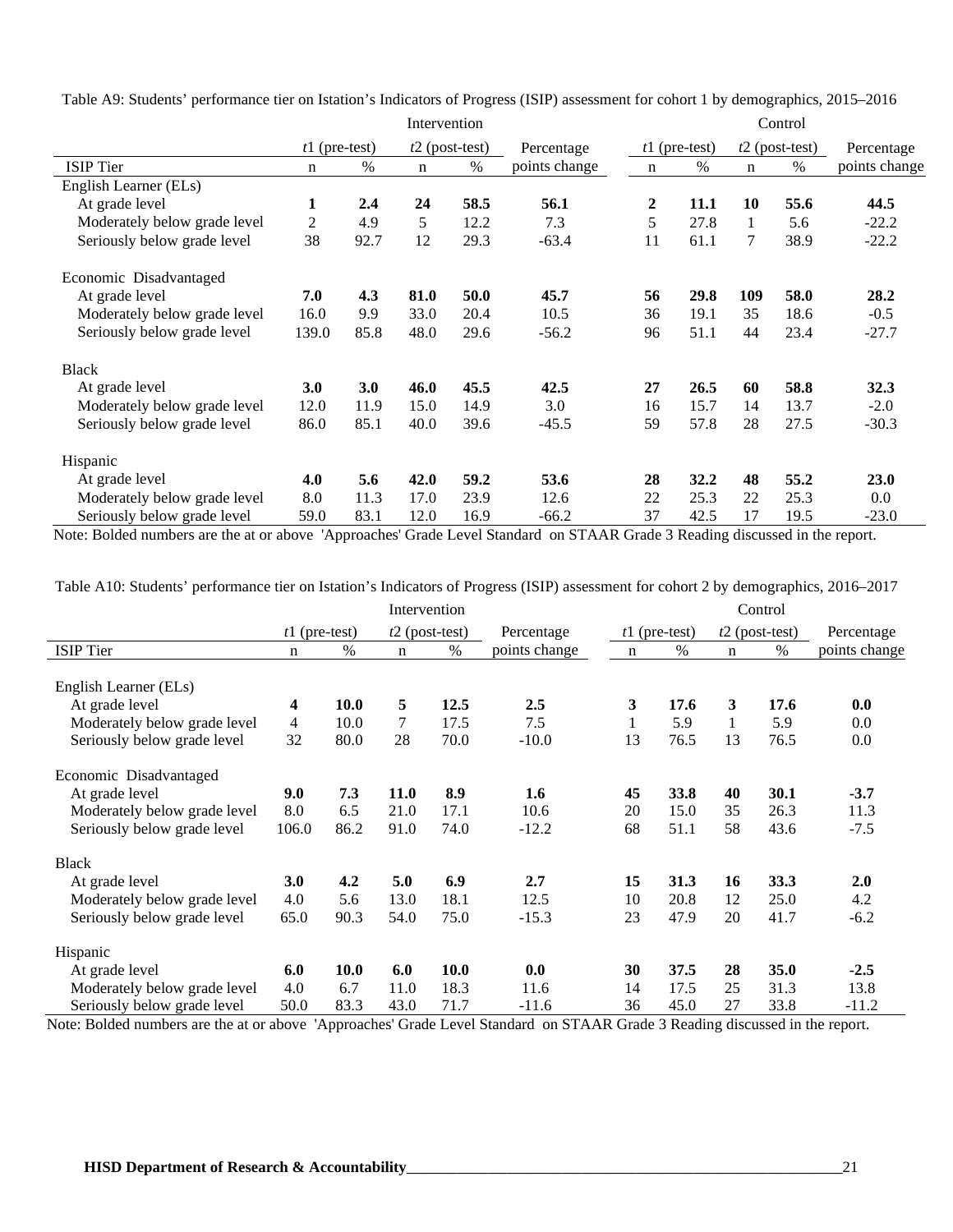Table A9: Students' performance tier on Istation's Indicators of Progress (ISIP) assessment for cohort 1 by demographics, 2015–2016

| | Intervention | | | | | Control | | | | |
|---|---|---|---|---|---|---|---|---|---|---|
| | *t*1 (pre-test) | | *t*2 (post-test) | | Percentage | *t*1 (pre-test) | | *t*2 (post-test) | | Percentage |
| ISIP Tier | n | % | n | % | points change | n | % | n | % | points change |
| English Learner (ELs) | | | | | | | | | | |
| At grade level | **1** | **2.4** | **24** | **58.5** | **56.1** | **2** | **11.1** | **10** | **55.6** | **44.5** |
| Moderately below grade level | 2 | 4.9 | 5 | 12.2 | 7.3 | 5 | 27.8 | 1 | 5.6 | -22.2 |
| Seriously below grade level | 38 | 92.7 | 12 | 29.3 | -63.4 | 11 | 61.1 | 7 | 38.9 | -22.2 |
| Economic Disadvantaged | | | | | | | | | | |
| At grade level | **7.0** | **4.3** | **81.0** | **50.0** | **45.7** | **56** | **29.8** | **109** | **58.0** | **28.2** |
| Moderately below grade level | 16.0 | 9.9 | 33.0 | 20.4 | 10.5 | 36 | 19.1 | 35 | 18.6 | -0.5 |
| Seriously below grade level | 139.0 | 85.8 | 48.0 | 29.6 | -56.2 | 96 | 51.1 | 44 | 23.4 | -27.7 |
| Black | | | | | | | | | | |
| At grade level | **3.0** | **3.0** | **46.0** | **45.5** | **42.5** | **27** | **26.5** | **60** | **58.8** | **32.3** |
| Moderately below grade level | 12.0 | 11.9 | 15.0 | 14.9 | 3.0 | 16 | 15.7 | 14 | 13.7 | -2.0 |
| Seriously below grade level | 86.0 | 85.1 | 40.0 | 39.6 | -45.5 | 59 | 57.8 | 28 | 27.5 | -30.3 |
| Hispanic | | | | | | | | | | |
| At grade level | **4.0** | **5.6** | **42.0** | **59.2** | **53.6** | **28** | **32.2** | **48** | **55.2** | **23.0** |
| Moderately below grade level | 8.0 | 11.3 | 17.0 | 23.9 | 12.6 | 22 | 25.3 | 22 | 25.3 | 0.0 |
| Seriously below grade level | 59.0 | 83.1 | 12.0 | 16.9 | -66.2 | 37 | 42.5 | 17 | 19.5 | -23.0 |

Note: Bolded numbers are the at or above 'Approaches' Grade Level Standard on STAAR Grade 3 Reading discussed in the report.

Table A10: Students' performance tier on Istation's Indicators of Progress (ISIP) assessment for cohort 2 by demographics, 2016–2017

| | Intervention | | | | | Control | | | | |
|---|---|---|---|---|---|---|---|---|---|---|
| | *t*1 (pre-test) | | *t*2 (post-test) | | Percentage | *t*1 (pre-test) | | *t*2 (post-test) | | Percentage |
| ISIP Tier | n | % | n | % | points change | n | % | n | % | points change |
| English Learner (ELs) | | | | | | | | | | |
| At grade level | **4** | **10.0** | **5** | **12.5** | **2.5** | **3** | **17.6** | **3** | **17.6** | **0.0** |
| Moderately below grade level | 4 | 10.0 | 7 | 17.5 | 7.5 | 1 | 5.9 | 1 | 5.9 | 0.0 |
| Seriously below grade level | 32 | 80.0 | 28 | 70.0 | -10.0 | 13 | 76.5 | 13 | 76.5 | 0.0 |
| Economic Disadvantaged | | | | | | | | | | |
| At grade level | **9.0** | **7.3** | **11.0** | **8.9** | **1.6** | **45** | **33.8** | **40** | **30.1** | **-3.7** |
| Moderately below grade level | 8.0 | 6.5 | 21.0 | 17.1 | 10.6 | 20 | 15.0 | 35 | 26.3 | 11.3 |
| Seriously below grade level | 106.0 | 86.2 | 91.0 | 74.0 | -12.2 | 68 | 51.1 | 58 | 43.6 | -7.5 |
| Black | | | | | | | | | | |
| At grade level | **3.0** | **4.2** | **5.0** | **6.9** | **2.7** | **15** | **31.3** | **16** | **33.3** | **2.0** |
| Moderately below grade level | 4.0 | 5.6 | 13.0 | 18.1 | 12.5 | 10 | 20.8 | 12 | 25.0 | 4.2 |
| Seriously below grade level | 65.0 | 90.3 | 54.0 | 75.0 | -15.3 | 23 | 47.9 | 20 | 41.7 | -6.2 |
| Hispanic | | | | | | | | | | |
| At grade level | **6.0** | **10.0** | **6.0** | **10.0** | **0.0** | **30** | **37.5** | **28** | **35.0** | **-2.5** |
| Moderately below grade level | 4.0 | 6.7 | 11.0 | 18.3 | 11.6 | 14 | 17.5 | 25 | 31.3 | 13.8 |
| Seriously below grade level | 50.0 | 83.3 | 43.0 | 71.7 | -11.6 | 36 | 45.0 | 27 | 33.8 | -11.2 |

Note: Bolded numbers are the at or above 'Approaches' Grade Level Standard on STAAR Grade 3 Reading discussed in the report.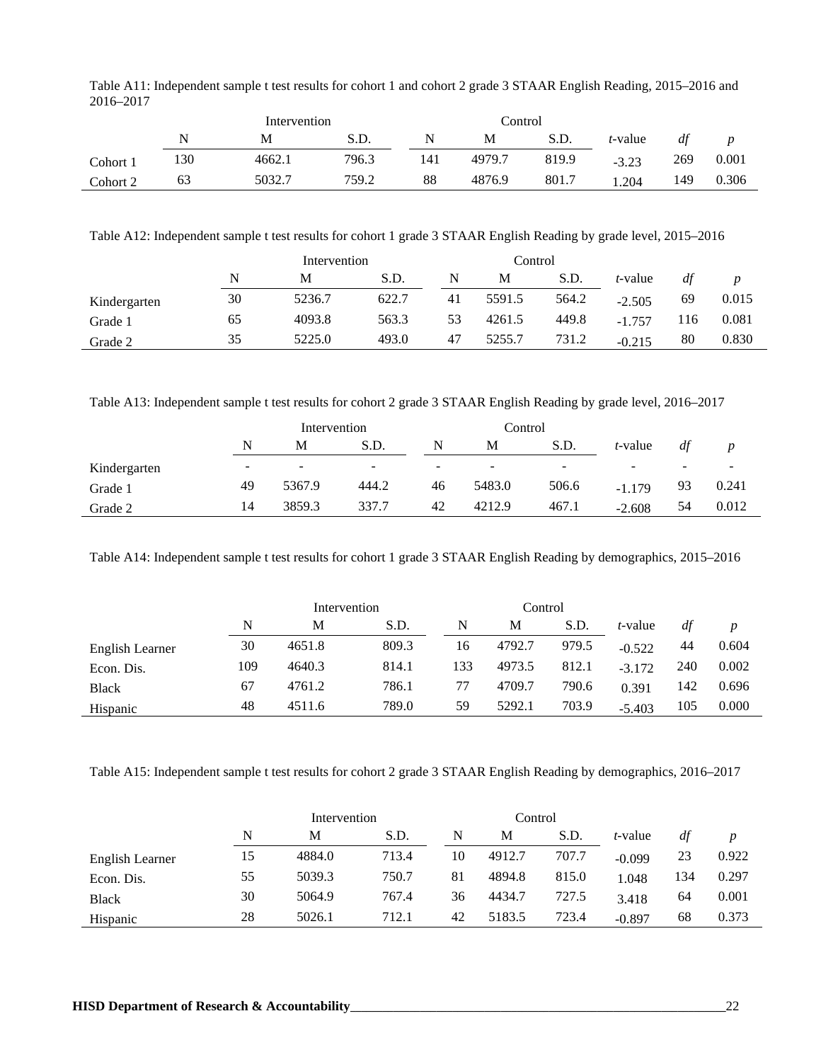Table A11: Independent sample t test results for cohort 1 and cohort 2 grade 3 STAAR English Reading, 2015–2016 and 2016–2017

| | Intervention | | | Control | | | | | |
|---|---|---|---|---|---|---|---|---|---|
| | N | M | S.D. | N | M | S.D. | *t*-value | *df* | *p* |
| Cohort 1 | 130 | 4662.1 | 796.3 | 141 | 4979.7 | 819.9 | -3.23 | 269 | 0.001 |
| Cohort 2 | 63 | 5032.7 | 759.2 | 88 | 4876.9 | 801.7 | 1.204 | 149 | 0.306 |

Table A12: Independent sample t test results for cohort 1 grade 3 STAAR English Reading by grade level, 2015–2016

| | Intervention | | | Control | | | | | |
|---|---|---|---|---|---|---|---|---|---|
| | N | M | S.D. | N | M | S.D. | *t*-value | *df* | *p* |
| Kindergarten | 30 | 5236.7 | 622.7 | 41 | 5591.5 | 564.2 | -2.505 | 69 | 0.015 |
| Grade 1 | 65 | 4093.8 | 563.3 | 53 | 4261.5 | 449.8 | -1.757 | 116 | 0.081 |
| Grade 2 | 35 | 5225.0 | 493.0 | 47 | 5255.7 | 731.2 | -0.215 | 80 | 0.830 |

Table A13: Independent sample t test results for cohort 2 grade 3 STAAR English Reading by grade level, 2016–2017

| | Intervention | | | Control | | | | | |
|---|---|---|---|---|---|---|---|---|---|
| | N | M | S.D. | N | M | S.D. | *t*-value | *df* | *p* |
| Kindergarten | - | - | - | - | - | - | - | - | - |
| Grade 1 | 49 | 5367.9 | 444.2 | 46 | 5483.0 | 506.6 | -1.179 | 93 | 0.241 |
| Grade 2 | 14 | 3859.3 | 337.7 | 42 | 4212.9 | 467.1 | -2.608 | 54 | 0.012 |

Table A14: Independent sample t test results for cohort 1 grade 3 STAAR English Reading by demographics, 2015–2016

| | Intervention | | | Control | | | | | |
|---|---|---|---|---|---|---|---|---|---|
| | N | M | S.D. | N | M | S.D. | *t*-value | *df* | *p* |
| English Learner | 30 | 4651.8 | 809.3 | 16 | 4792.7 | 979.5 | -0.522 | 44 | 0.604 |
| Econ. Dis. | 109 | 4640.3 | 814.1 | 133 | 4973.5 | 812.1 | -3.172 | 240 | 0.002 |
| Black | 67 | 4761.2 | 786.1 | 77 | 4709.7 | 790.6 | 0.391 | 142 | 0.696 |
| Hispanic | 48 | 4511.6 | 789.0 | 59 | 5292.1 | 703.9 | -5.403 | 105 | 0.000 |

Table A15: Independent sample t test results for cohort 2 grade 3 STAAR English Reading by demographics, 2016–2017

| | Intervention | | | Control | | | | | |
|---|---|---|---|---|---|---|---|---|---|
| | N | M | S.D. | N | M | S.D. | *t*-value | *df* | *p* |
| English Learner | 15 | 4884.0 | 713.4 | 10 | 4912.7 | 707.7 | -0.099 | 23 | 0.922 |
| Econ. Dis. | 55 | 5039.3 | 750.7 | 81 | 4894.8 | 815.0 | 1.048 | 134 | 0.297 |
| Black | 30 | 5064.9 | 767.4 | 36 | 4434.7 | 727.5 | 3.418 | 64 | 0.001 |
| Hispanic | 28 | 5026.1 | 712.1 | 42 | 5183.5 | 723.4 | -0.897 | 68 | 0.373 |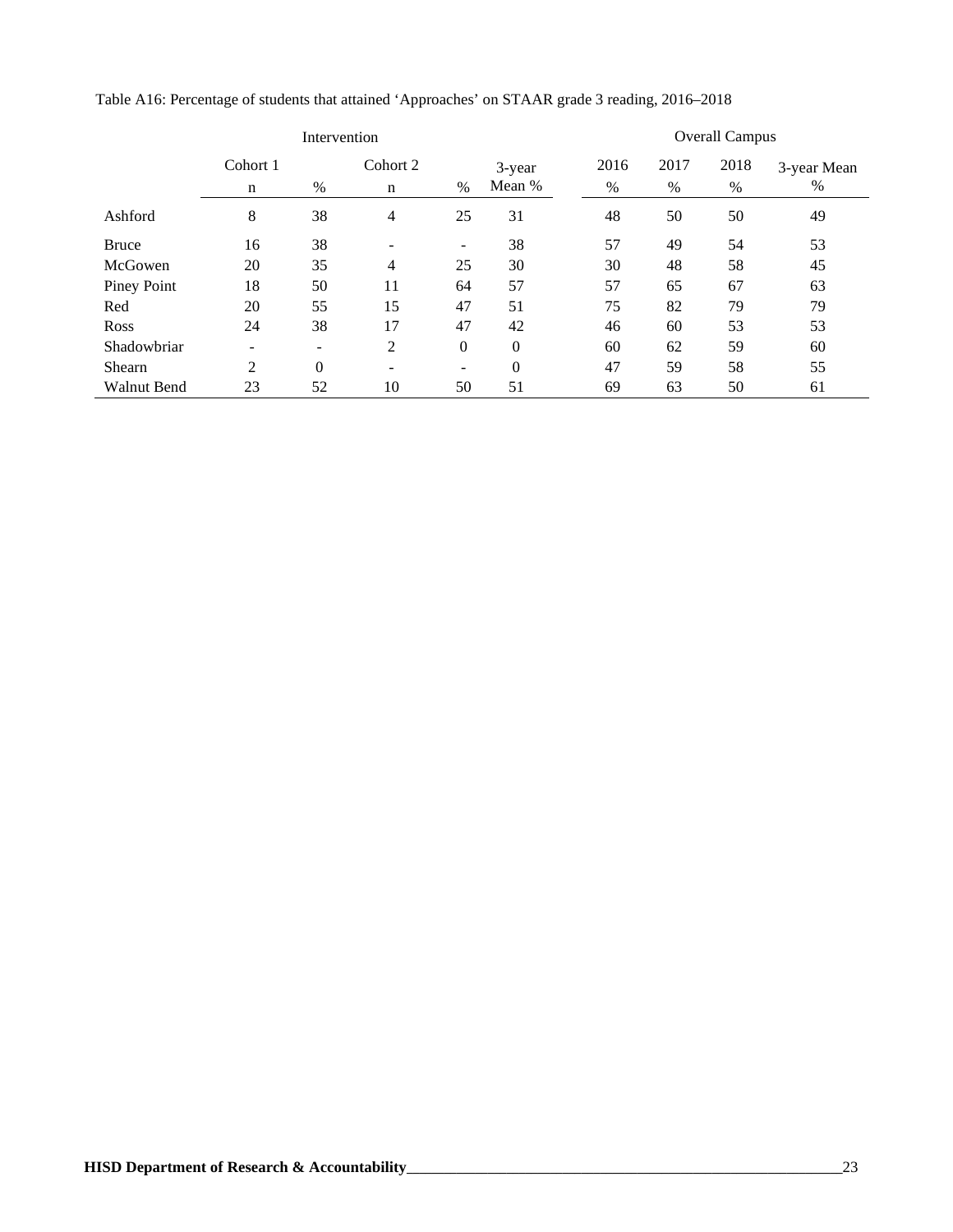Table A16: Percentage of students that attained 'Approaches' on STAAR grade 3 reading, 2016–2018

| | Intervention | | | | | Overall Campus | | | |
|---|---|---|---|---|---|---|---|---|---|
| | Cohort 1 | | Cohort 2 | | 3-year | 2016 | 2017 | 2018 | 3-year Mean |
| | n | % | n | % | Mean % | % | % | % | % |
| Ashford | 8 | 38 | 4 | 25 | 31 | 48 | 50 | 50 | 49 |
| Bruce | 16 | 38 | - | - | 38 | 57 | 49 | 54 | 53 |
| McGowen | 20 | 35 | 4 | 25 | 30 | 30 | 48 | 58 | 45 |
| Piney Point | 18 | 50 | 11 | 64 | 57 | 57 | 65 | 67 | 63 |
| Red | 20 | 55 | 15 | 47 | 51 | 75 | 82 | 79 | 79 |
| Ross | 24 | 38 | 17 | 47 | 42 | 46 | 60 | 53 | 53 |
| Shadowbriar | - | - | 2 | 0 | 0 | 60 | 62 | 59 | 60 |
| Shearn | 2 | 0 | - | - | 0 | 47 | 59 | 58 | 55 |
| Walnut Bend | 23 | 52 | 10 | 50 | 51 | 69 | 63 | 50 | 61 |